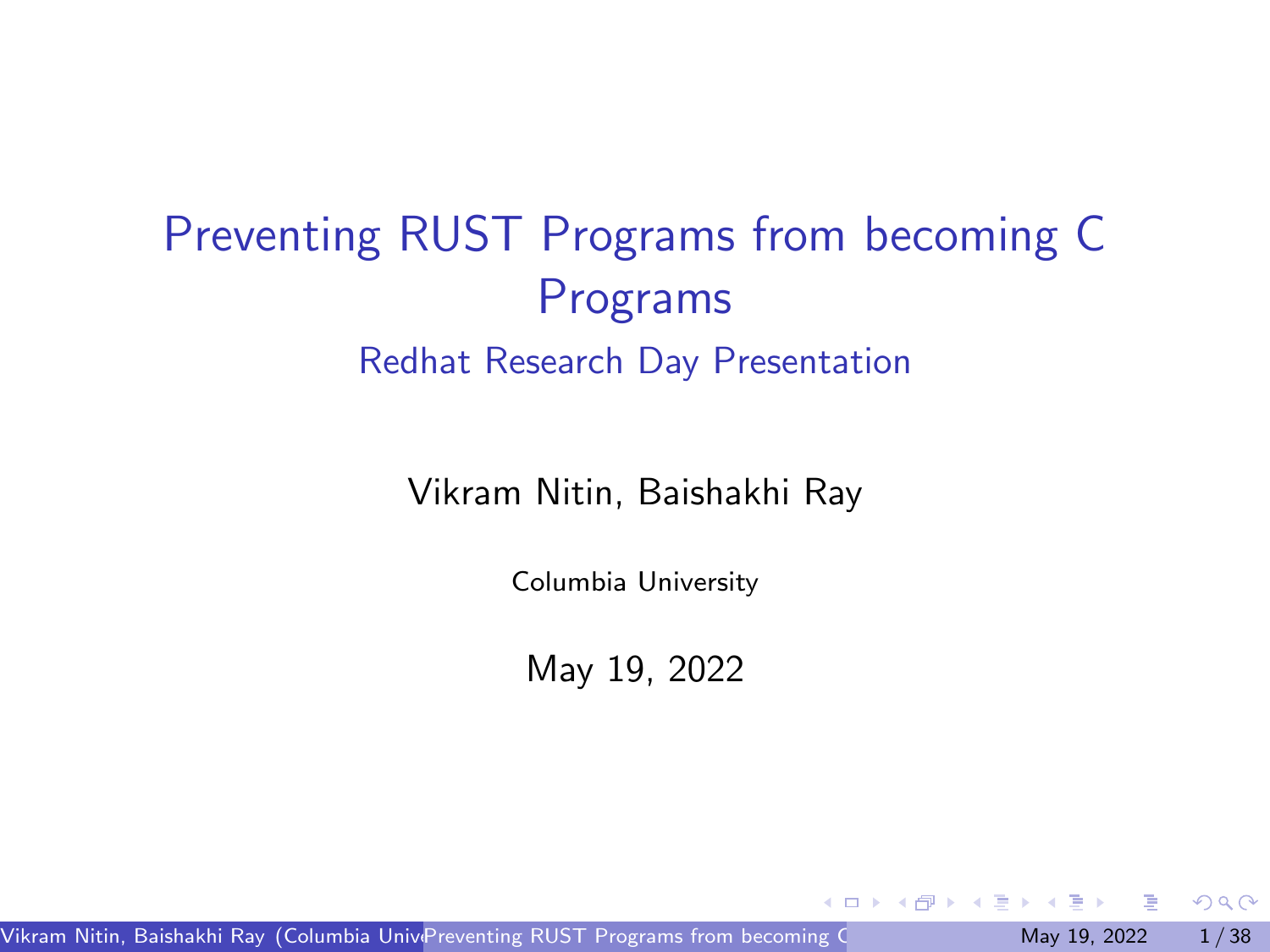# Preventing RUST Programs from becoming C Programs

## Redhat Research Day Presentation

Vikram Nitin, Baishakhi Ray

Columbia University

May 19, 2022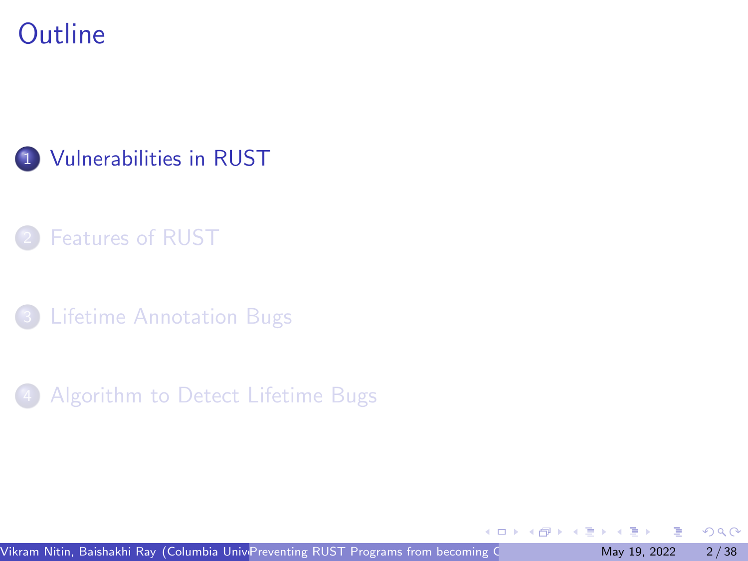# Outline

1. Vulnerabilities in RUST
2. Features of RUST
3. Lifetime Annotation Bugs
4. Algorithm to Detect Lifetime Bugs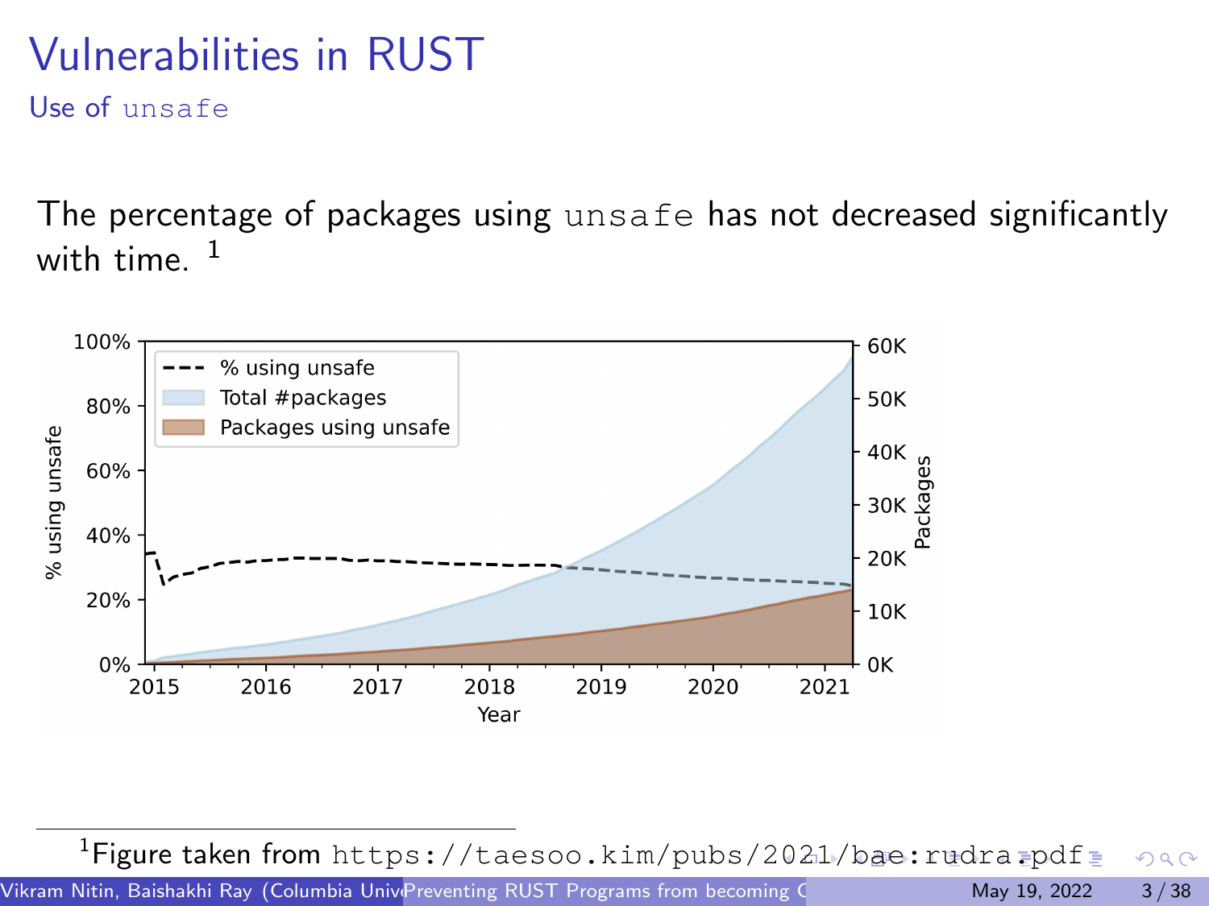# Vulnerabilities in RUST

## Use of `unsafe`

The percentage of packages using `unsafe` has not decreased significantly with time. [1]

[1] Figure taken from `https://taesoo.kim/pubs/2021/bae:rudra.pdf`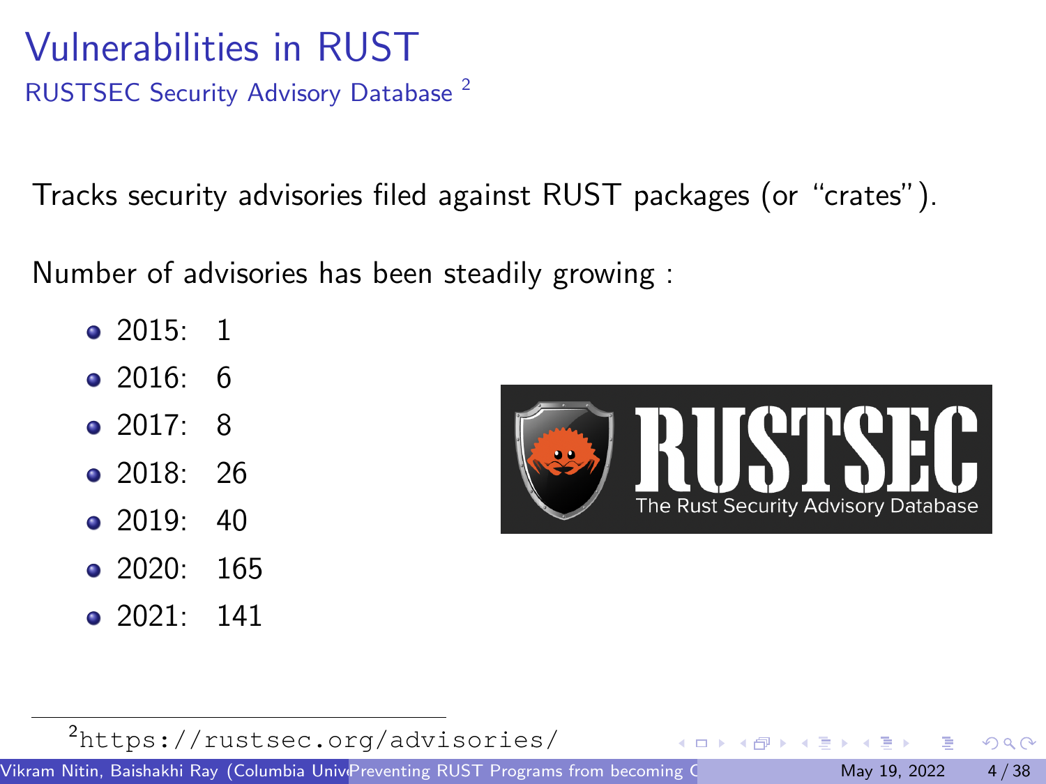# Vulnerabilities in RUST

## RUSTSEC Security Advisory Database [2]

Tracks security advisories filed against RUST packages (or "crates").

Number of advisories has been steadily growing :

- 2015: 1
- 2016: 6
- 2017: 8
- 2018: 26
- 2019: 40
- 2020: 165
- 2021: 141

[2] https://rustsec.org/advisories/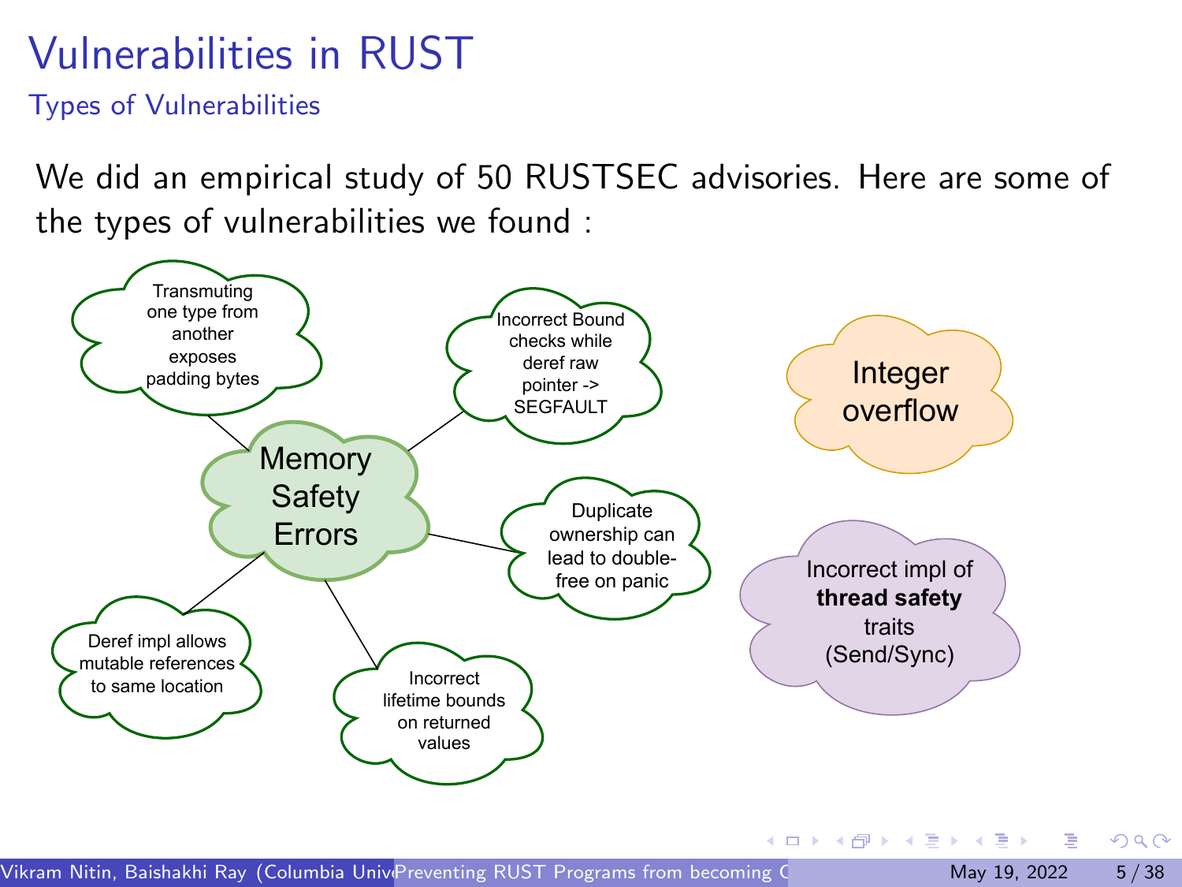# Vulnerabilities in RUST

## Types of Vulnerabilities

We did an empirical study of 50 RUSTSEC advisories. Here are some of the types of vulnerabilities we found :

- **Memory Safety Errors**
  - Transmuting one type from another exposes padding bytes
  - Incorrect Bound checks while deref raw pointer -> SEGFAULT
  - Duplicate ownership can lead to double-free on panic
  - Deref impl allows mutable references to same location
  - Incorrect lifetime bounds on returned values
- **Integer overflow**
- **Incorrect impl of thread safety traits (Send/Sync)**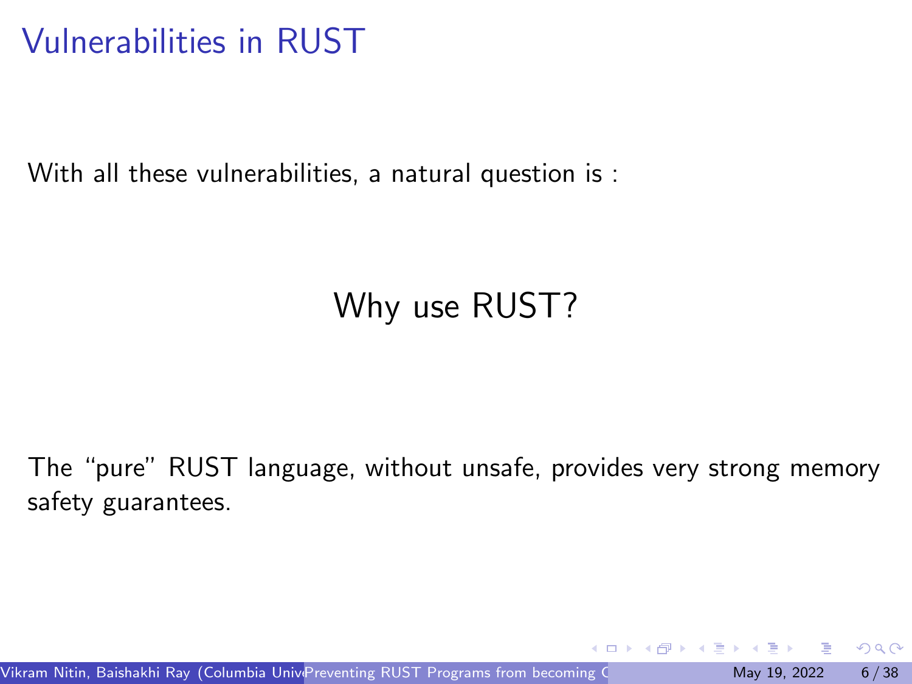# Vulnerabilities in RUST

With all these vulnerabilities, a natural question is :

## Why use RUST?

The "pure" RUST language, without unsafe, provides very strong memory safety guarantees.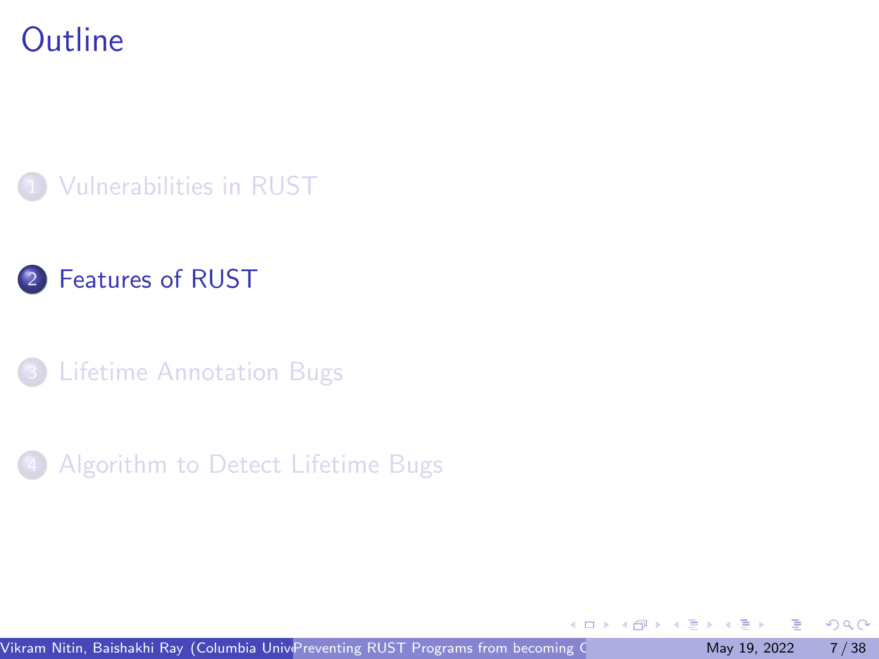# Outline

1. Vulnerabilities in RUST
2. Features of RUST
3. Lifetime Annotation Bugs
4. Algorithm to Detect Lifetime Bugs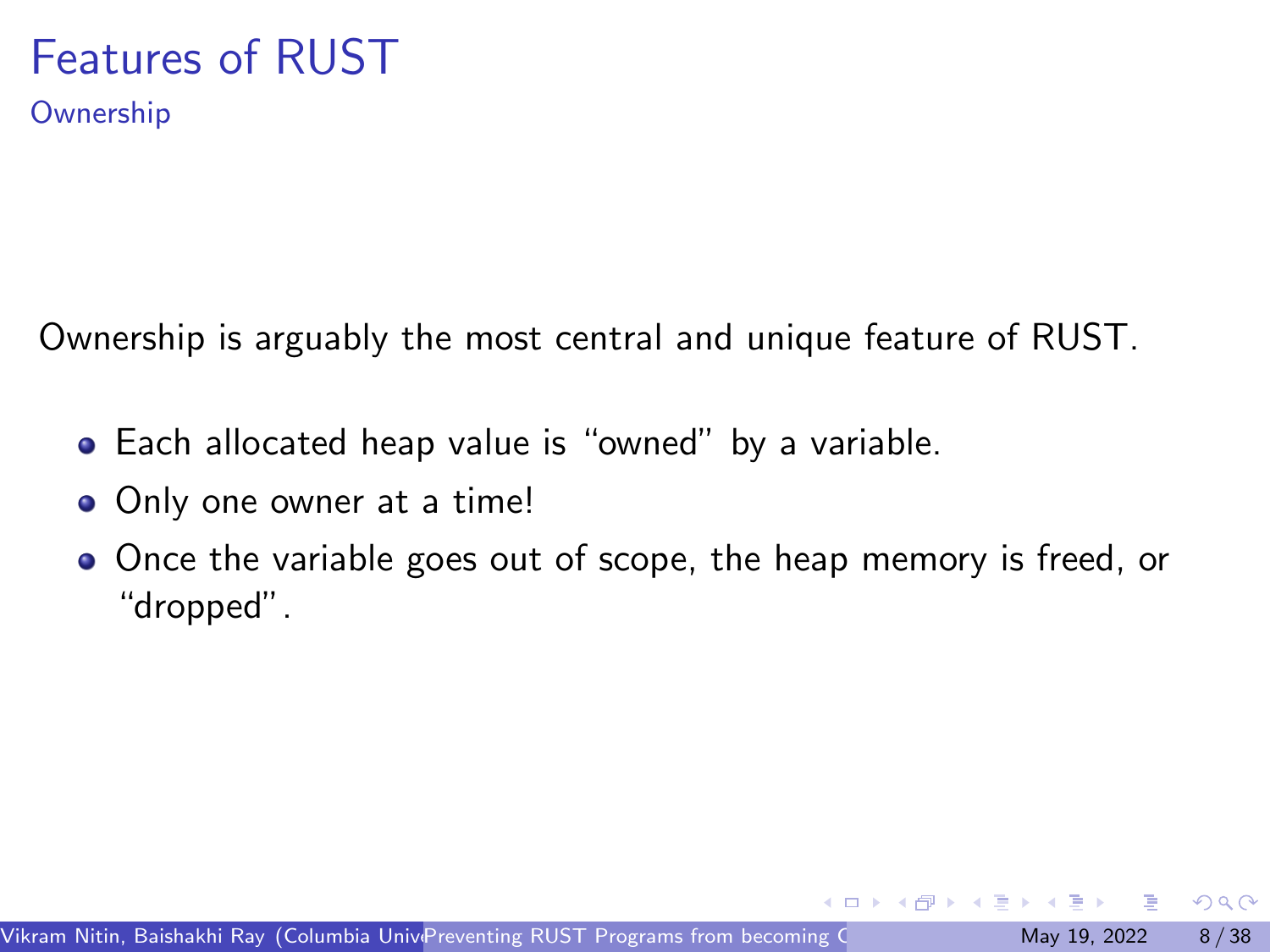# Features of RUST

## Ownership

Ownership is arguably the most central and unique feature of RUST.

- Each allocated heap value is "owned" by a variable.
- Only one owner at a time!
- Once the variable goes out of scope, the heap memory is freed, or "dropped".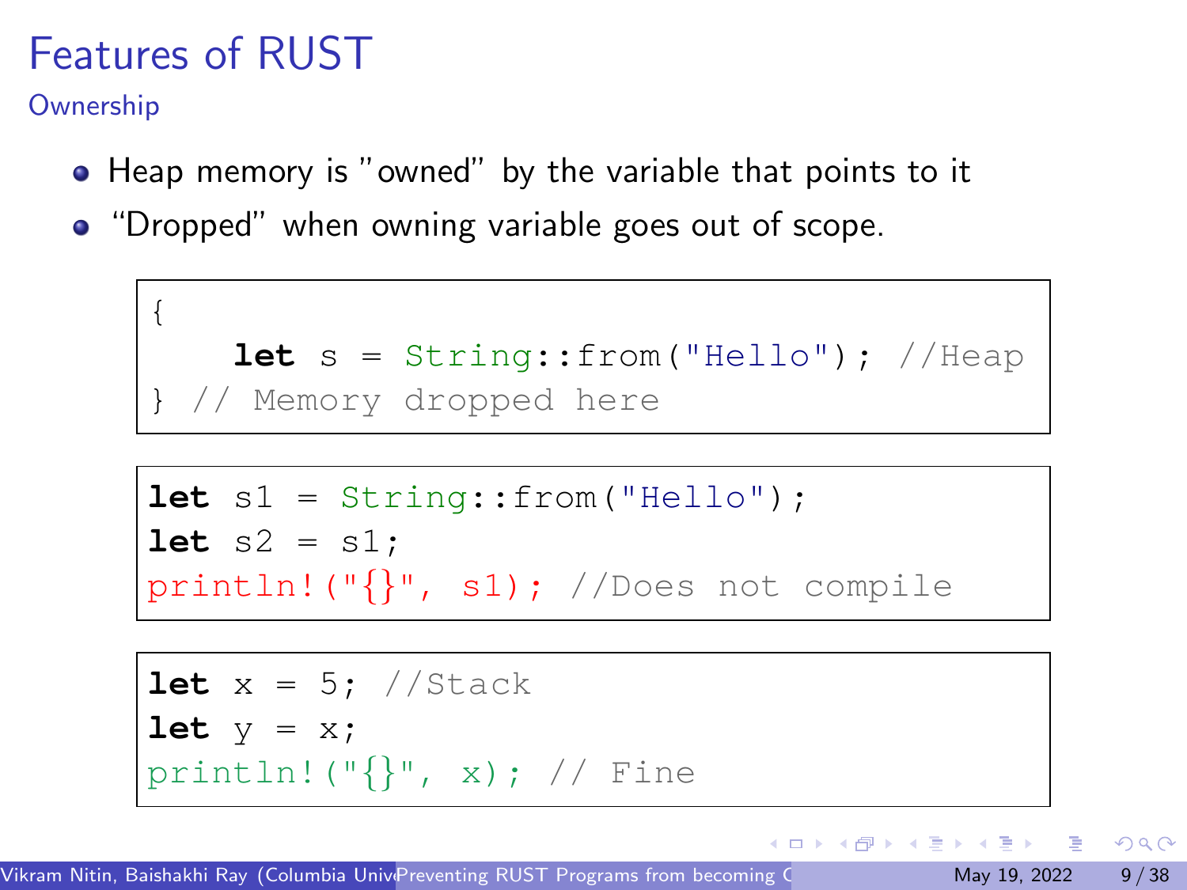# Features of RUST

## Ownership

- Heap memory is "owned" by the variable that points to it
- "Dropped" when owning variable goes out of scope.

```
{
    let s = String::from("Hello"); //Heap
} // Memory dropped here
```

```
let s1 = String::from("Hello");
let s2 = s1;
println!("{}", s1); //Does not compile
```

```
let x = 5; //Stack
let y = x;
println!("{}", x); // Fine
```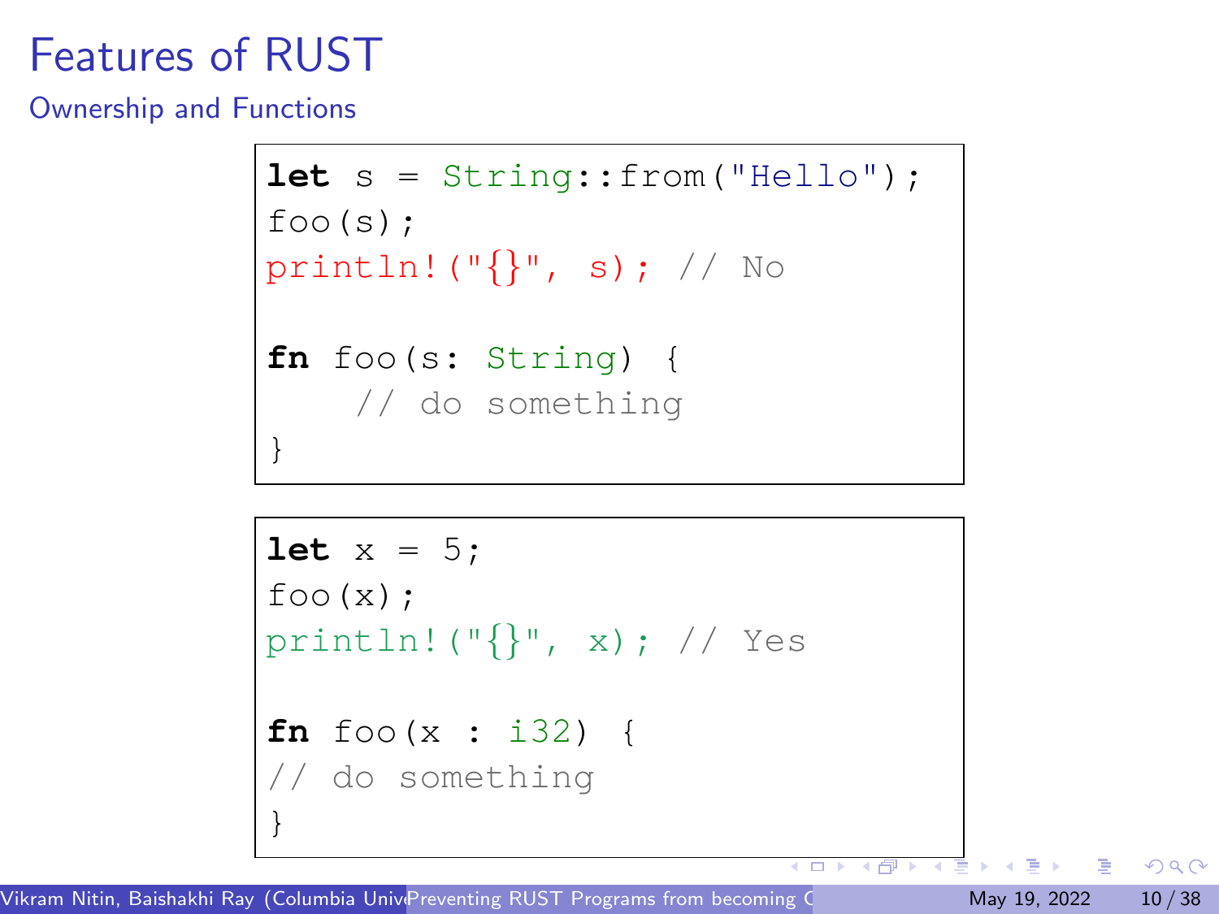# Features of RUST

## Ownership and Functions

```
let s = String::from("Hello");
foo(s);
println!("{}", s); // No

fn foo(s: String) {
    // do something
}
```

```
let x = 5;
foo(x);
println!("{}", x); // Yes

fn foo(x : i32) {
// do something
}
```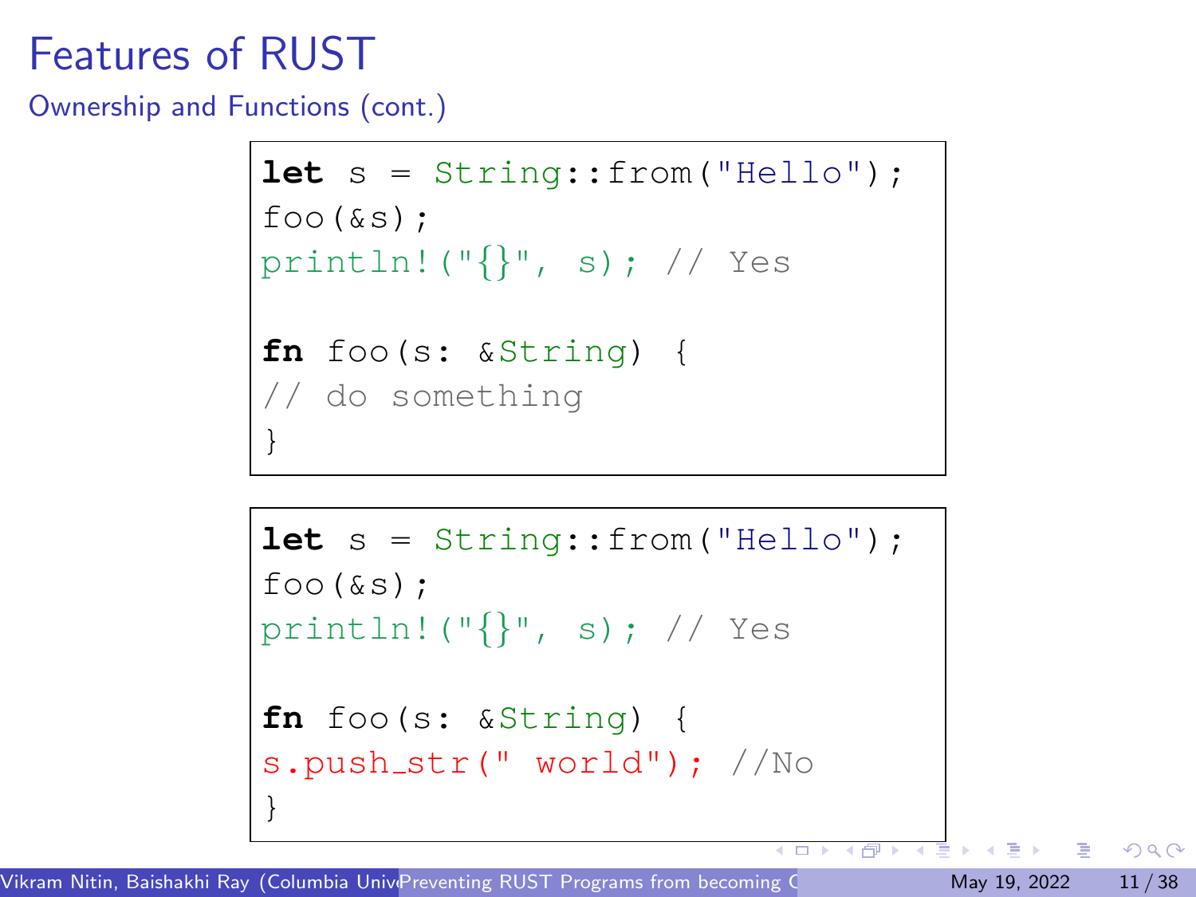# Features of RUST

## Ownership and Functions (cont.)

```
let s = String::from("Hello");
foo(&s);
println!("{}", s); // Yes

fn foo(s: &String) {
// do something
}
```

```
let s = String::from("Hello");
foo(&s);
println!("{}", s); // Yes

fn foo(s: &String) {
s.push_str(" world"); //No
}
```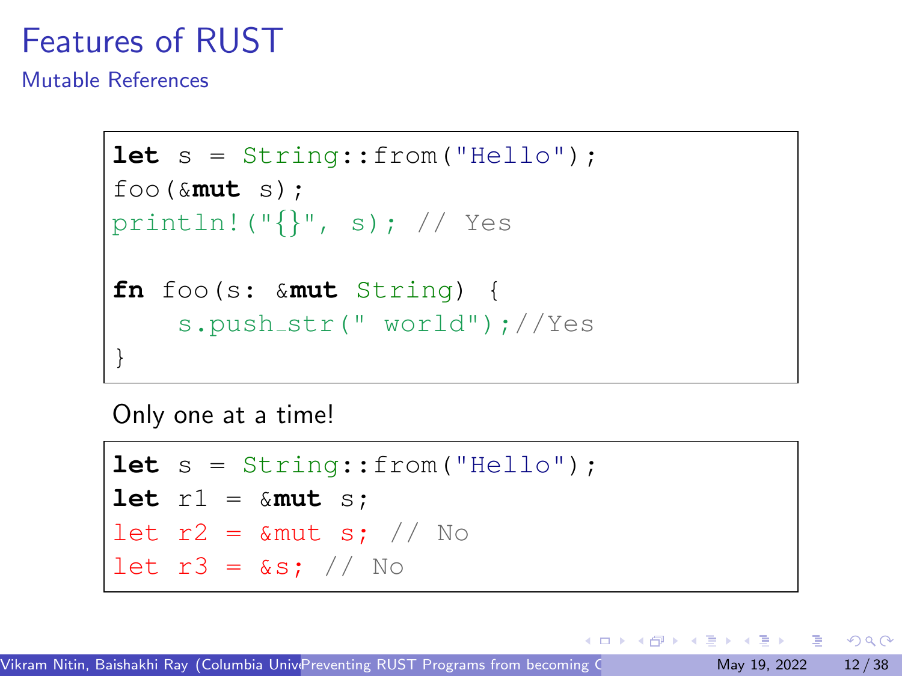# Features of RUST

## Mutable References

```
let s = String::from("Hello");
foo(&mut s);
println!("{}", s); // Yes

fn foo(s: &mut String) {
    s.push_str(" world");//Yes
}
```

Only one at a time!

```
let s = String::from("Hello");
let r1 = &mut s;
let r2 = &mut s; // No
let r3 = &s; // No
```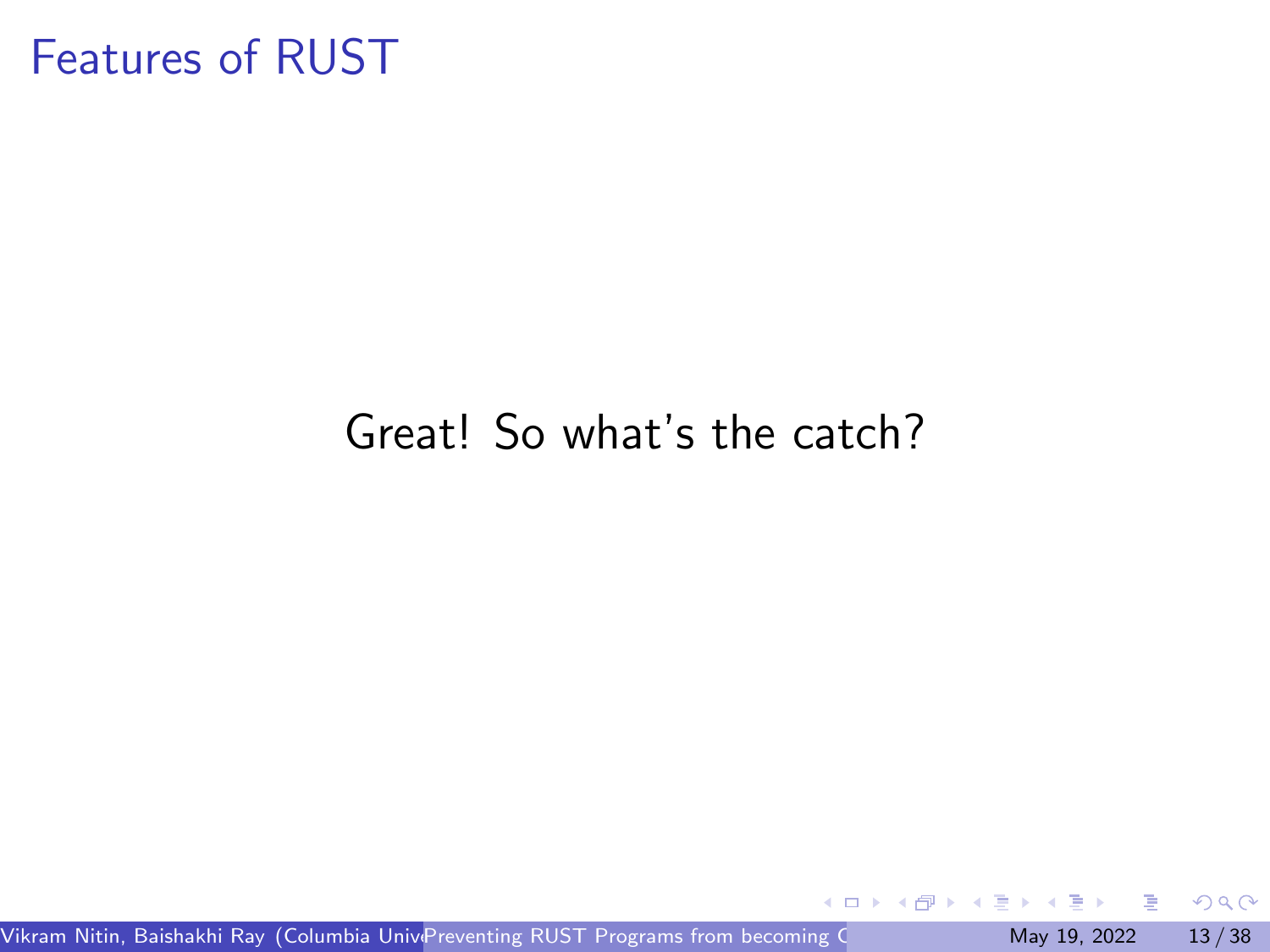# Features of RUST

Great! So what's the catch?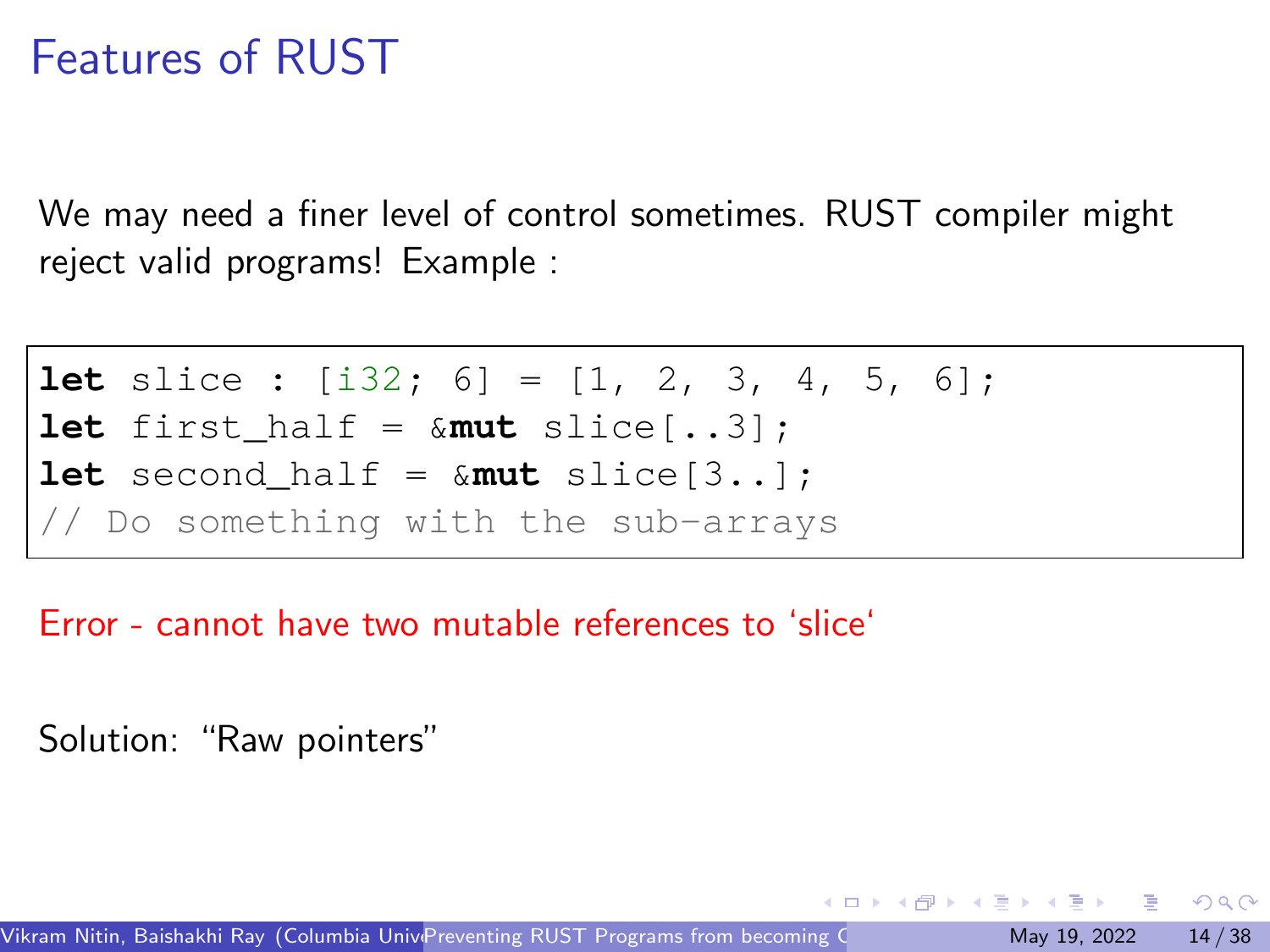# Features of RUST

We may need a finer level of control sometimes. RUST compiler might reject valid programs! Example :

```
let slice : [i32; 6] = [1, 2, 3, 4, 5, 6];
let first_half = &mut slice[..3];
let second_half = &mut slice[3..];
// Do something with the sub-arrays
```

Error - cannot have two mutable references to ‘slice‘

Solution: “Raw pointers”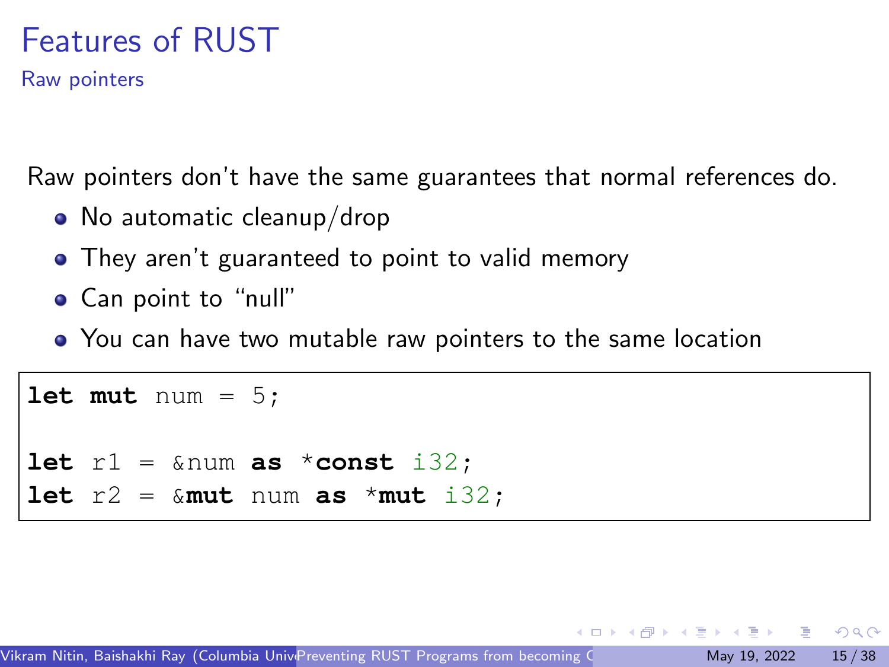# Features of RUST

## Raw pointers

Raw pointers don't have the same guarantees that normal references do.

- No automatic cleanup/drop
- They aren't guaranteed to point to valid memory
- Can point to "null"
- You can have two mutable raw pointers to the same location

```
let mut num = 5;

let r1 = &num as *const i32;
let r2 = &mut num as *mut i32;
```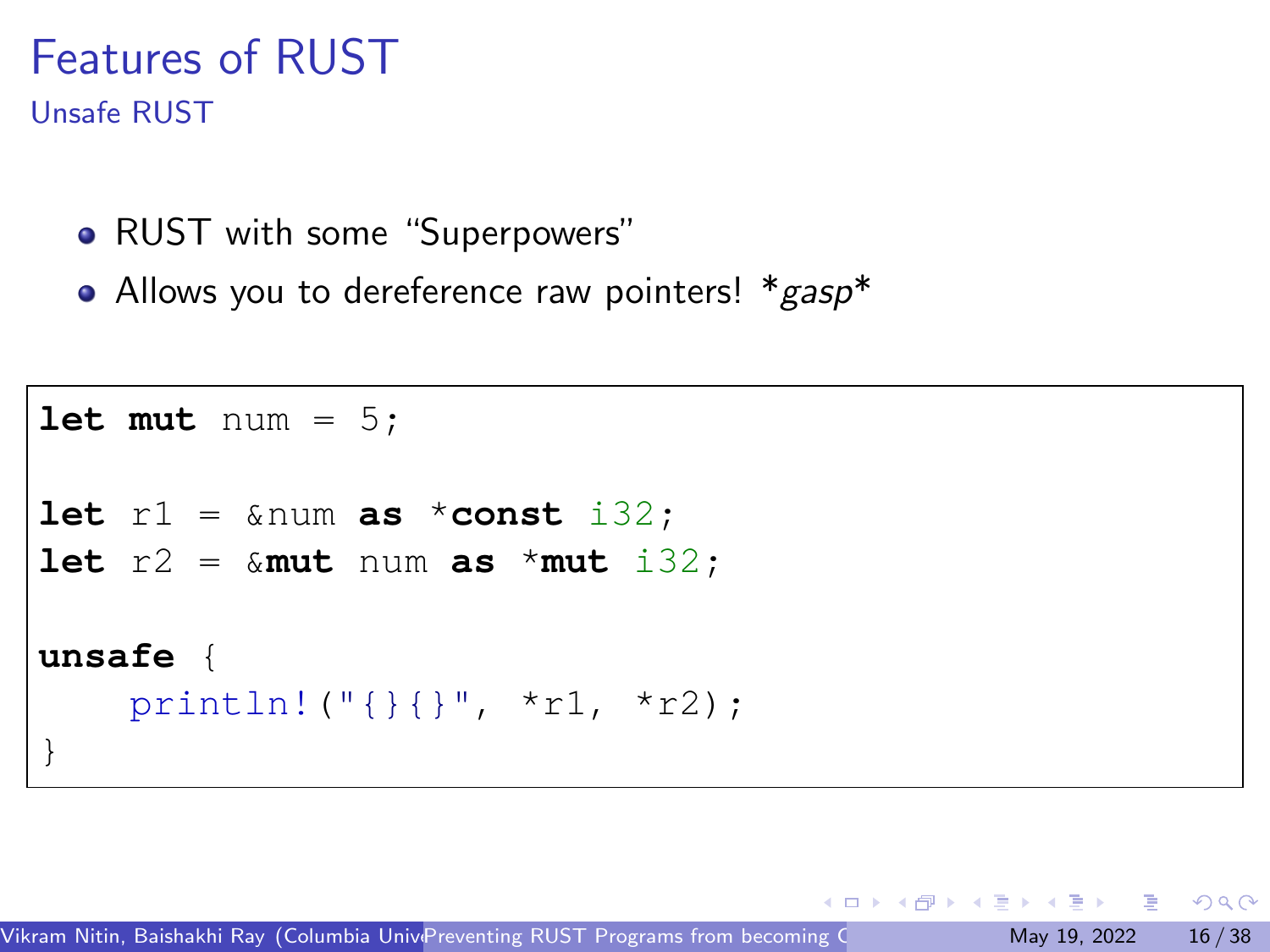# Features of RUST

## Unsafe RUST

- RUST with some "Superpowers"
- Allows you to dereference raw pointers! **gasp**

```
let mut num = 5;

let r1 = &num as *const i32;
let r2 = &mut num as *mut i32;

unsafe {
    println!("{}{}", *r1, *r2);
}
```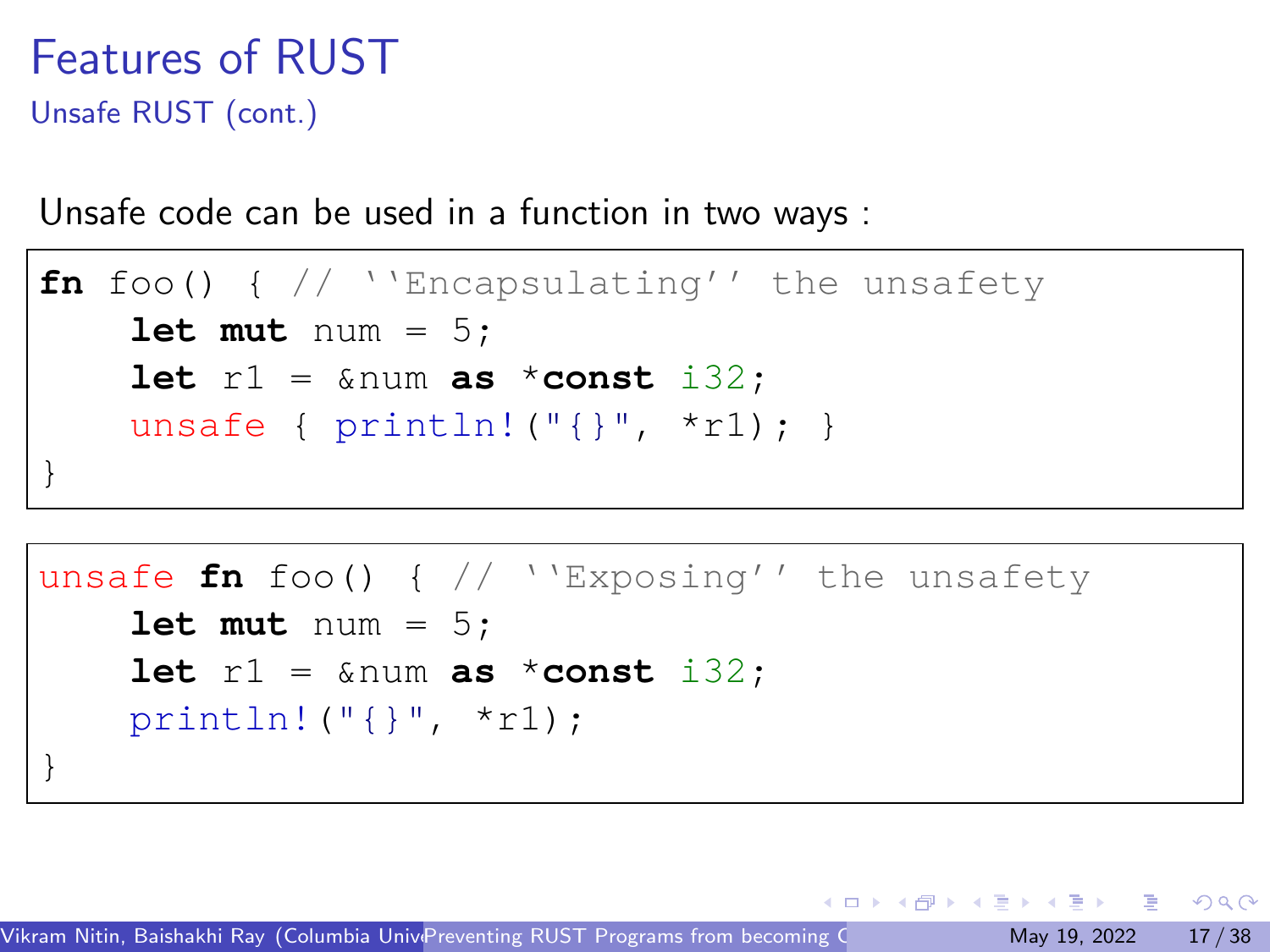# Features of RUST

## Unsafe RUST (cont.)

Unsafe code can be used in a function in two ways :

```
fn foo() { // ''Encapsulating'' the unsafety
    let mut num = 5;
    let r1 = &num as *const i32;
    unsafe { println!("{}", *r1); }
}
```

```
unsafe fn foo() { // ''Exposing'' the unsafety
    let mut num = 5;
    let r1 = &num as *const i32;
    println!("{}", *r1);
}
```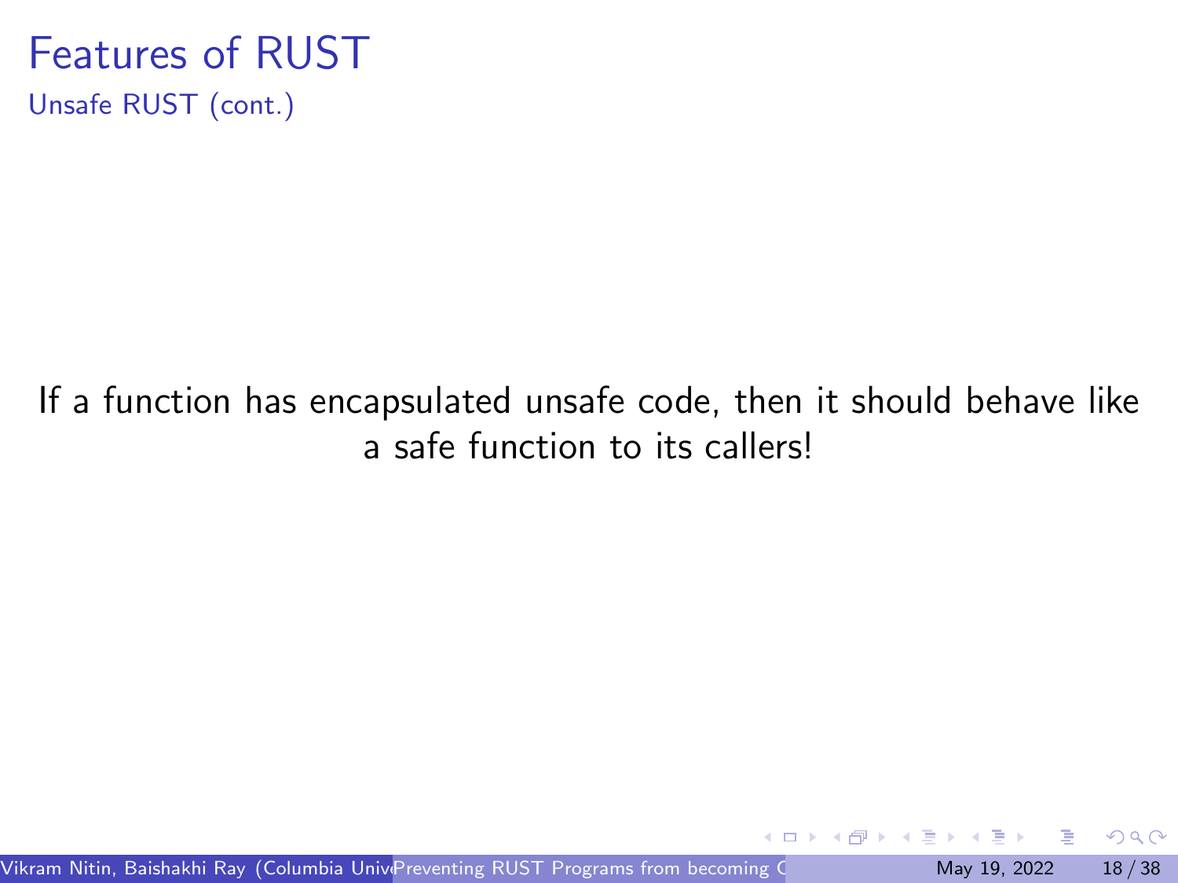# Features of RUST

## Unsafe RUST (cont.)

If a function has encapsulated unsafe code, then it should behave like a safe function to its callers!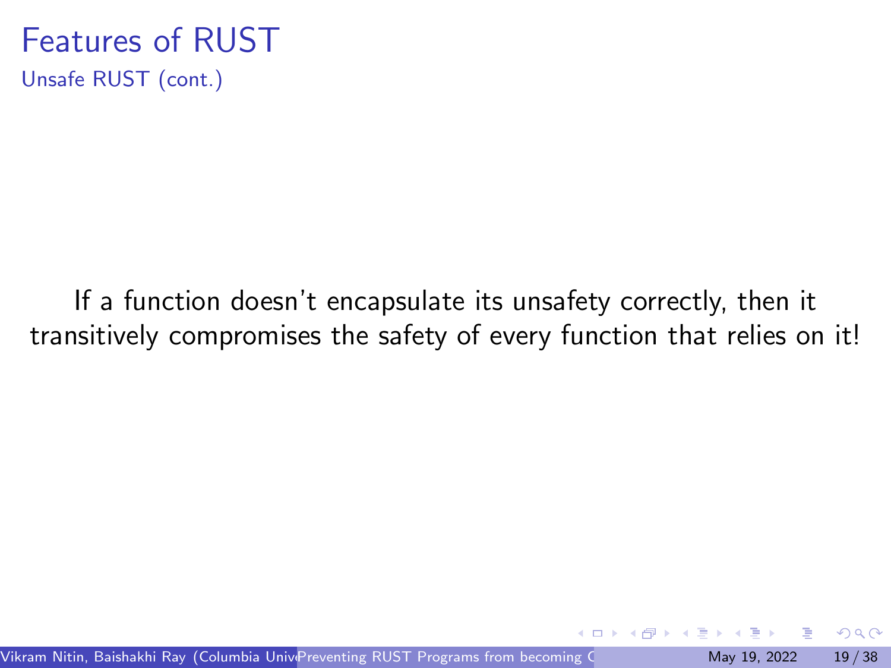# Features of RUST

## Unsafe RUST (cont.)

If a function doesn't encapsulate its unsafety correctly, then it transitively compromises the safety of every function that relies on it!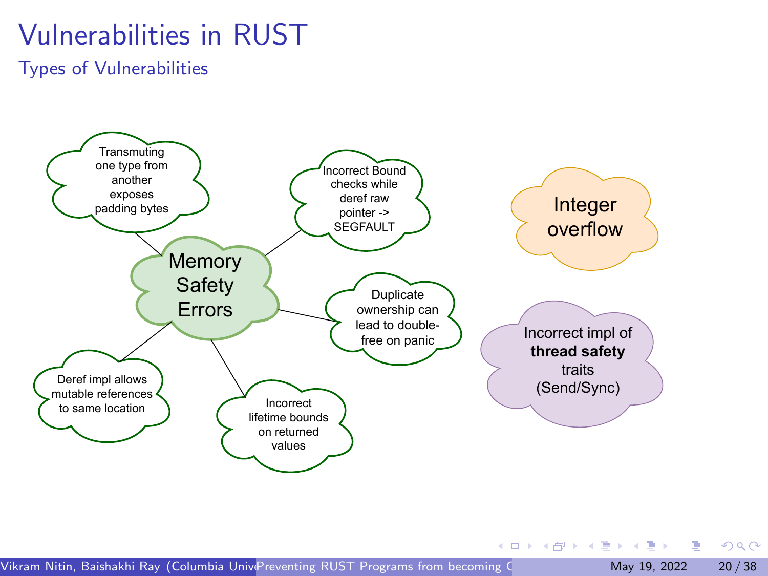# Vulnerabilities in RUST

## Types of Vulnerabilities

- **Memory Safety Errors**
  - Transmuting one type from another exposes padding bytes
  - Incorrect Bound checks while deref raw pointer -> SEGFAULT
  - Duplicate ownership can lead to double-free on panic
  - Incorrect lifetime bounds on returned values
  - Deref impl allows mutable references to same location
- **Integer overflow**
- Incorrect impl of **thread safety** traits (Send/Sync)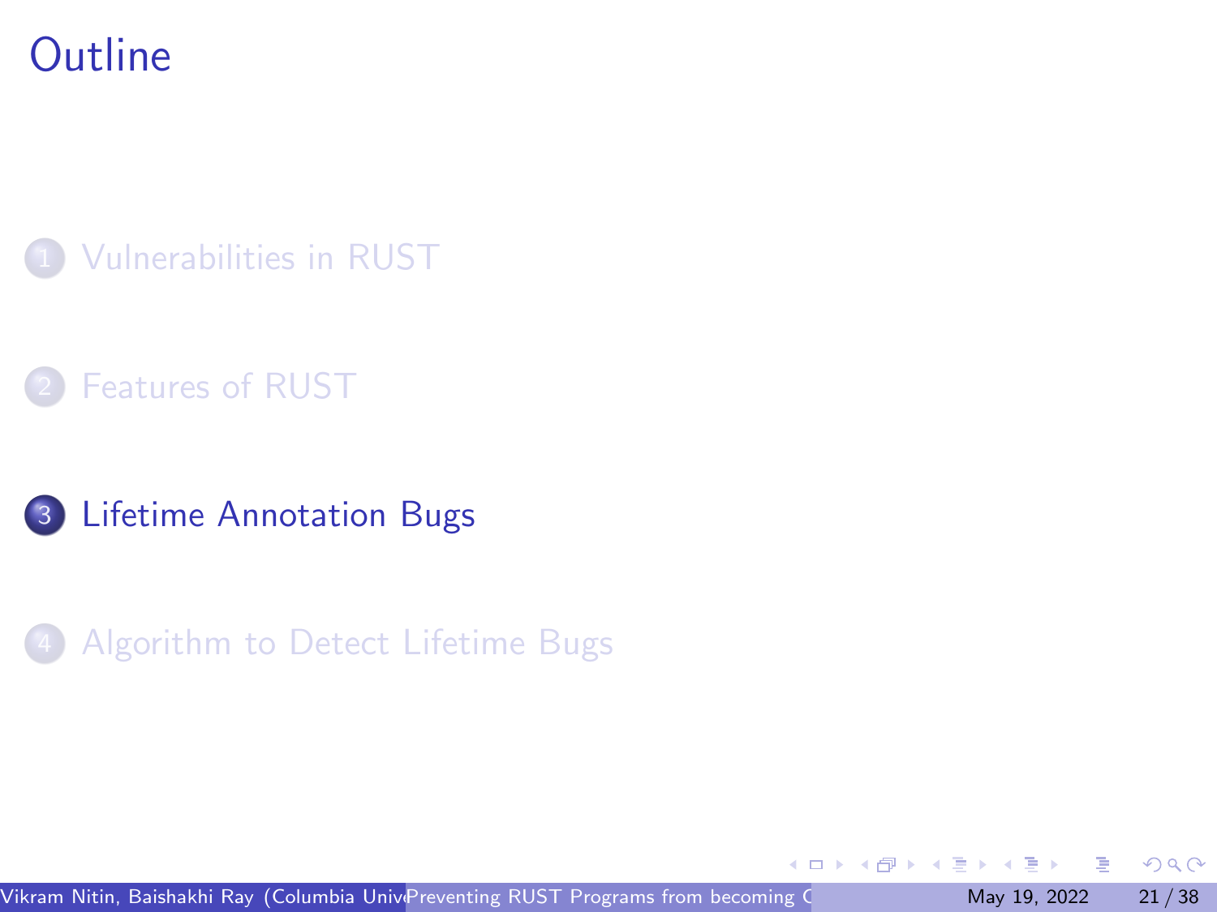# Outline

1. Vulnerabilities in RUST
2. Features of RUST
3. Lifetime Annotation Bugs
4. Algorithm to Detect Lifetime Bugs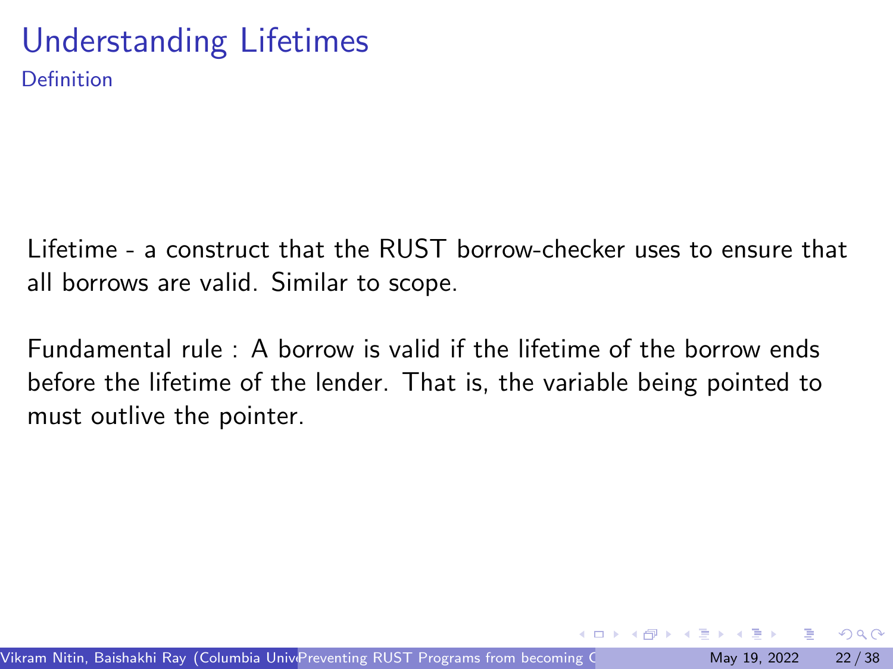# Understanding Lifetimes

## Definition

Lifetime - a construct that the RUST borrow-checker uses to ensure that all borrows are valid. Similar to scope.

Fundamental rule : A borrow is valid if the lifetime of the borrow ends before the lifetime of the lender. That is, the variable being pointed to must outlive the pointer.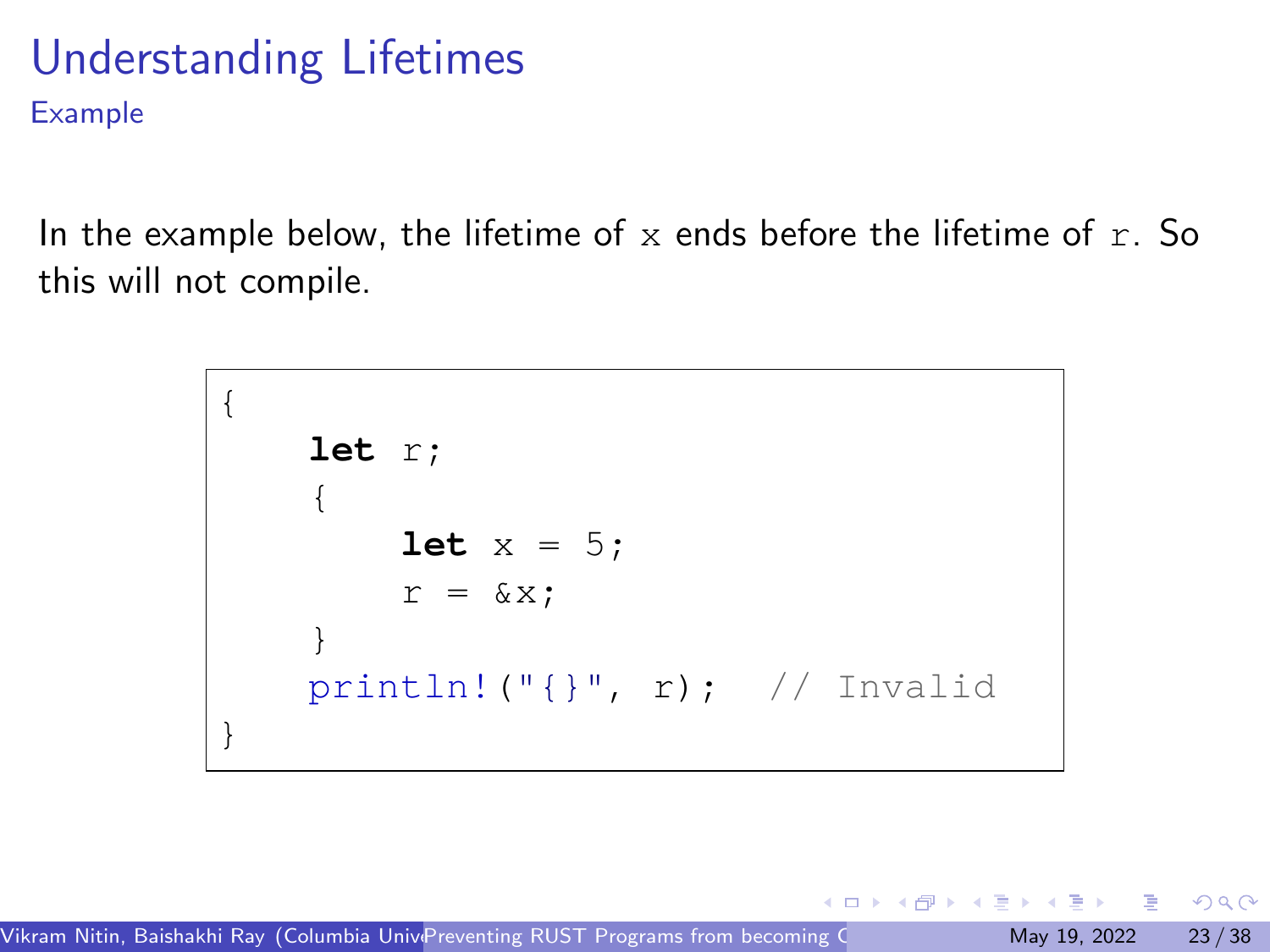# Understanding Lifetimes

## Example

In the example below, the lifetime of `x` ends before the lifetime of `r`. So this will not compile.

```rust
{
    let r;
    {
        let x = 5;
        r = &x;
    }
    println!("{}", r);  // Invalid
}
```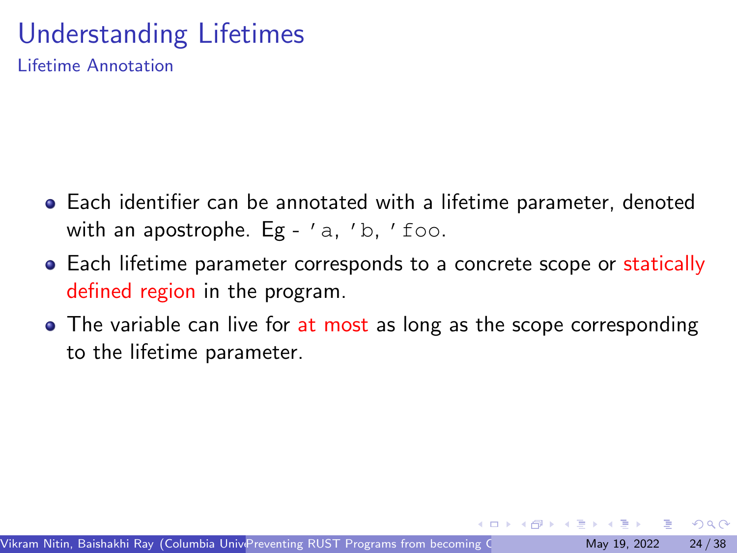# Understanding Lifetimes

## Lifetime Annotation

- Each identifier can be annotated with a lifetime parameter, denoted with an apostrophe. Eg - `'a`, `'b`, `'foo`.
- Each lifetime parameter corresponds to a concrete scope or statically defined region in the program.
- The variable can live for at most as long as the scope corresponding to the lifetime parameter.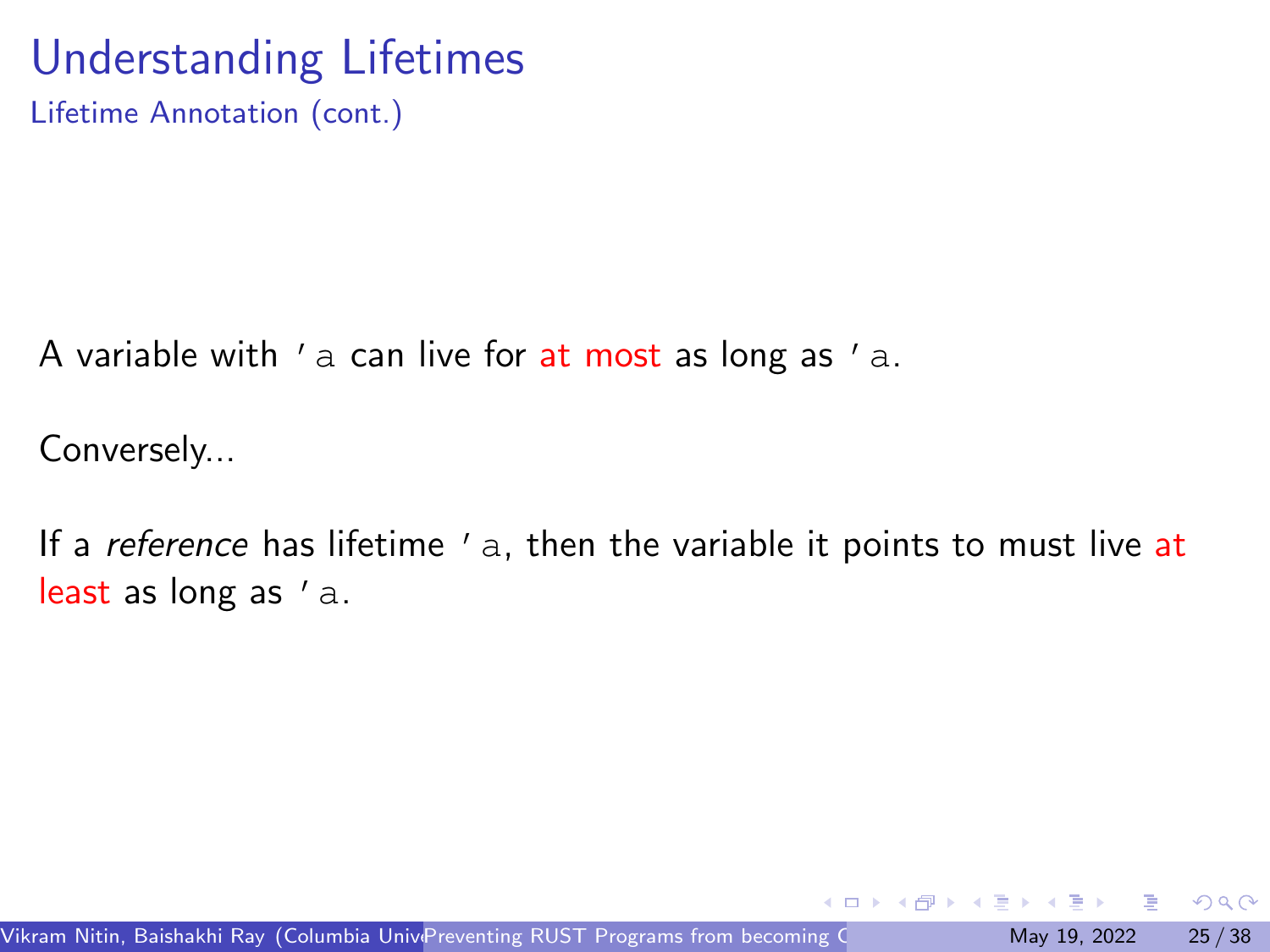# Understanding Lifetimes

## Lifetime Annotation (cont.)

A variable with `'a` can live for at most as long as `'a`.

Conversely...

If a *reference* has lifetime `'a`, then the variable it points to must live at least as long as `'a`.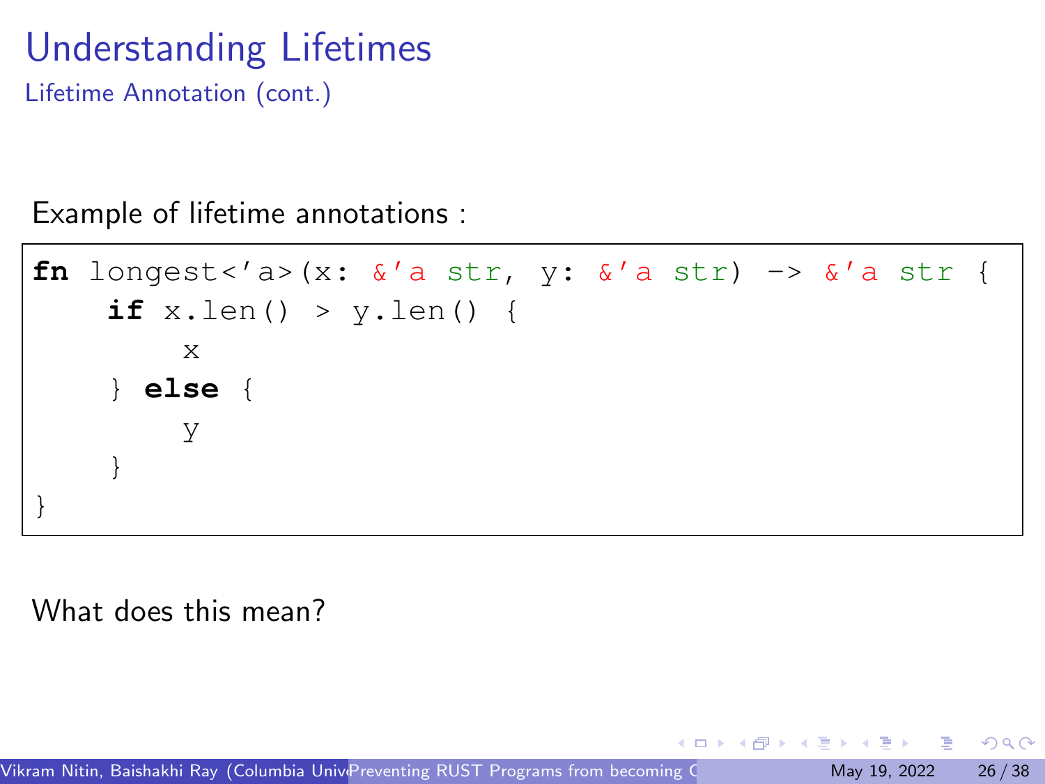# Understanding Lifetimes

## Lifetime Annotation (cont.)

Example of lifetime annotations :

```
fn longest<'a>(x: &'a str, y: &'a str) -> &'a str {
    if x.len() > y.len() {
        x
    } else {
        y
    }
}
```

What does this mean?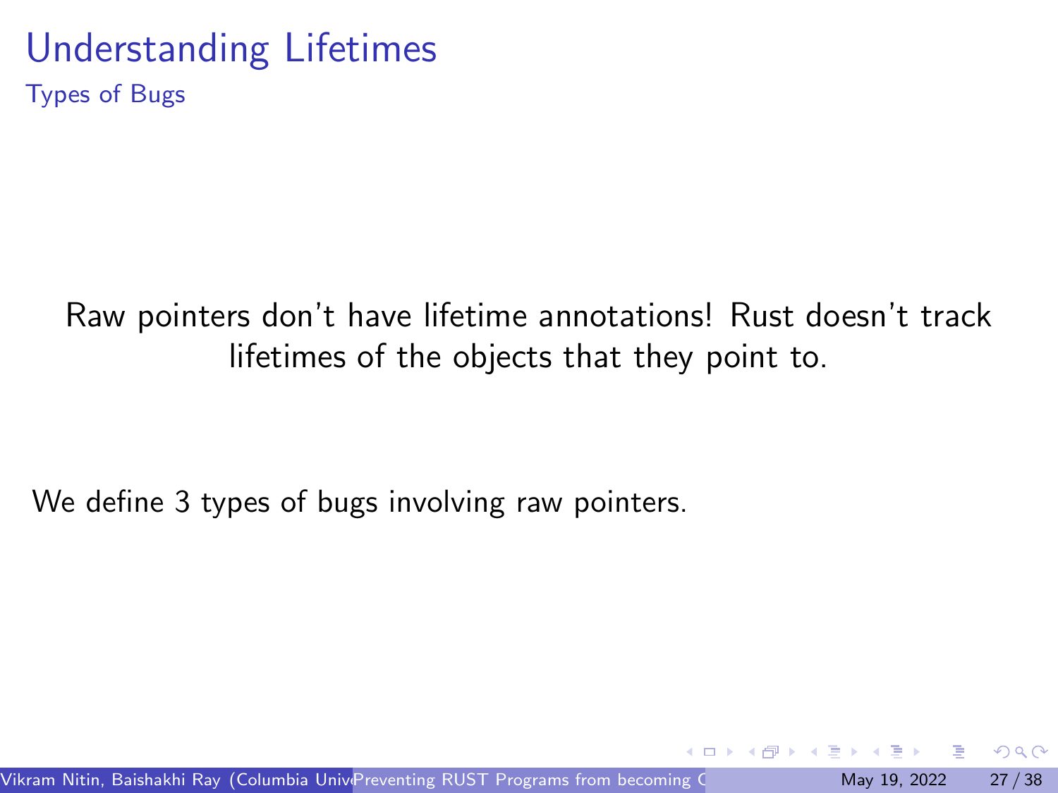# Understanding Lifetimes

## Types of Bugs

Raw pointers don't have lifetime annotations! Rust doesn't track lifetimes of the objects that they point to.

We define 3 types of bugs involving raw pointers.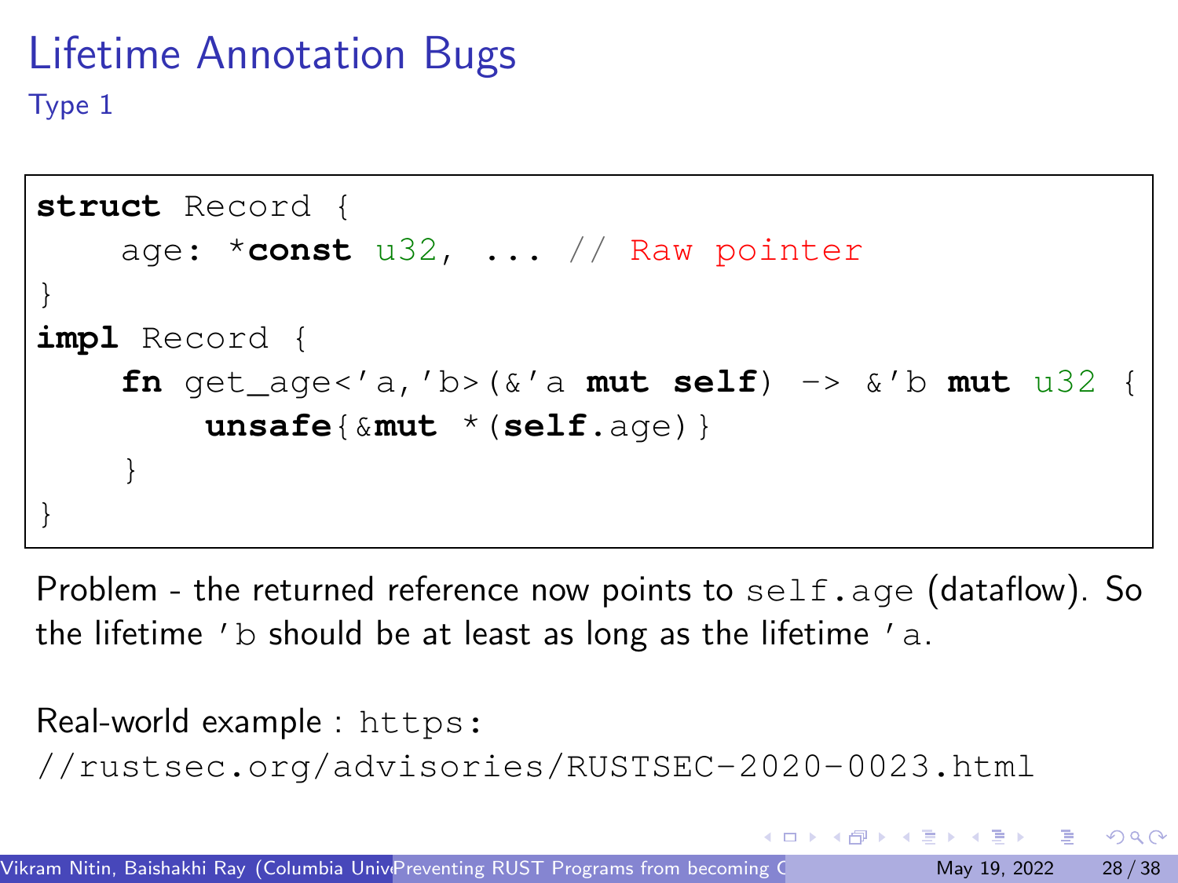# Lifetime Annotation Bugs

## Type 1

```
struct Record {
    age: *const u32, ... // Raw pointer
}
impl Record {
    fn get_age<'a,'b>(&'a mut self) -> &'b mut u32 {
        unsafe{&mut *(self.age)}
    }
}
```

Problem - the returned reference now points to `self.age` (dataflow). So the lifetime `'b` should be at least as long as the lifetime `'a`.

Real-world example : `https://rustsec.org/advisories/RUSTSEC-2020-0023.html`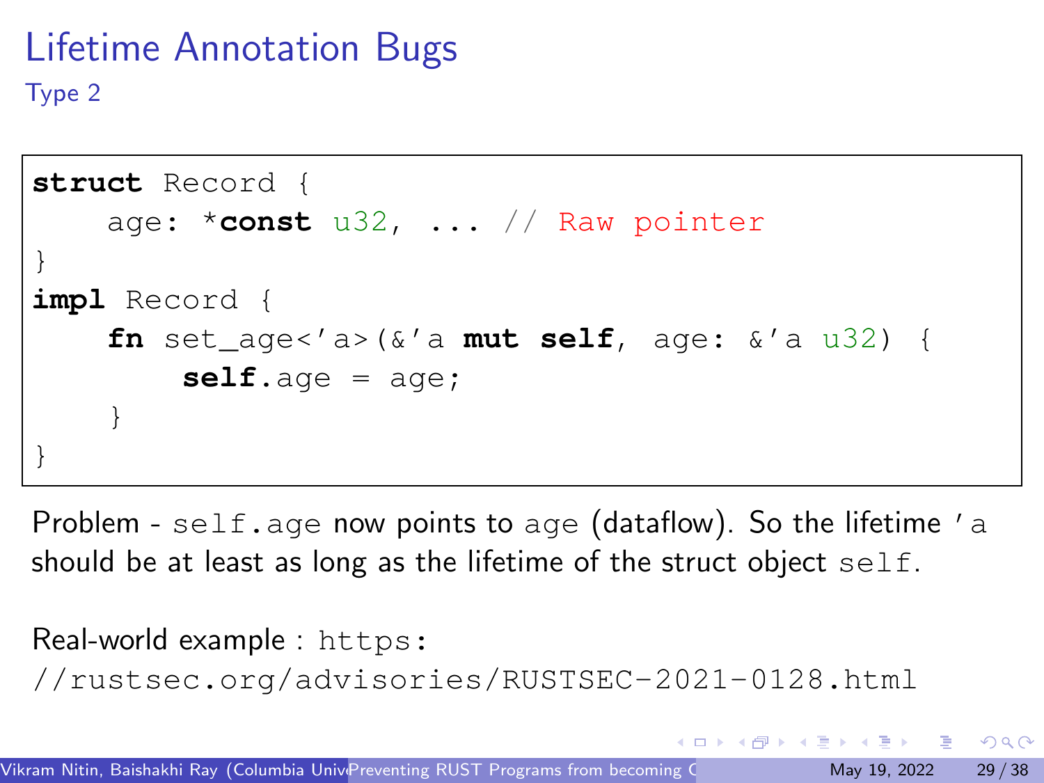# Lifetime Annotation Bugs

## Type 2

```
struct Record {
    age: *const u32, ... // Raw pointer
}
impl Record {
    fn set_age<'a>(&'a mut self, age: &'a u32) {
        self.age = age;
    }
}
```

Problem - `self.age` now points to `age` (dataflow). So the lifetime `'a` should be at least as long as the lifetime of the struct object `self`.

Real-world example : `https://rustsec.org/advisories/RUSTSEC-2021-0128.html`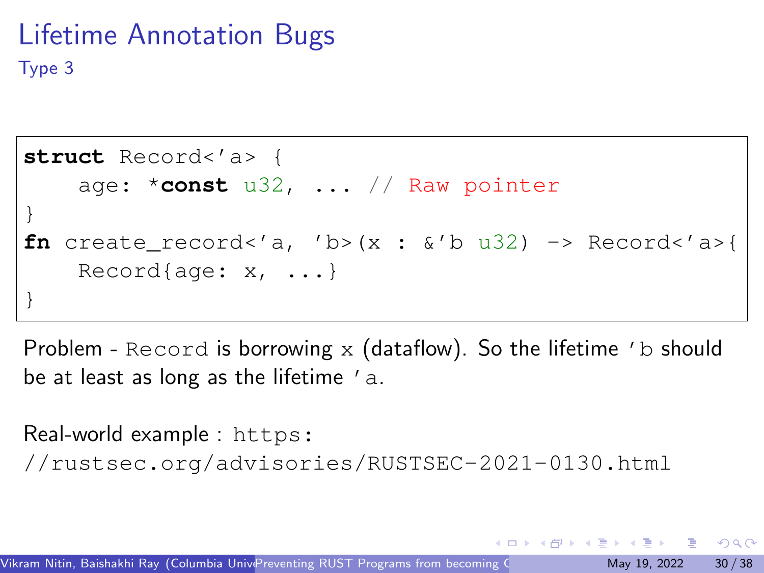# Lifetime Annotation Bugs

## Type 3

```
struct Record<'a> {
    age: *const u32, ... // Raw pointer
}
fn create_record<'a, 'b>(x : &'b u32) -> Record<'a>{
    Record{age: x, ...}
}
```

Problem - `Record` is borrowing `x` (dataflow). So the lifetime `'b` should be at least as long as the lifetime `'a`.

Real-world example : `https://rustsec.org/advisories/RUSTSEC-2021-0130.html`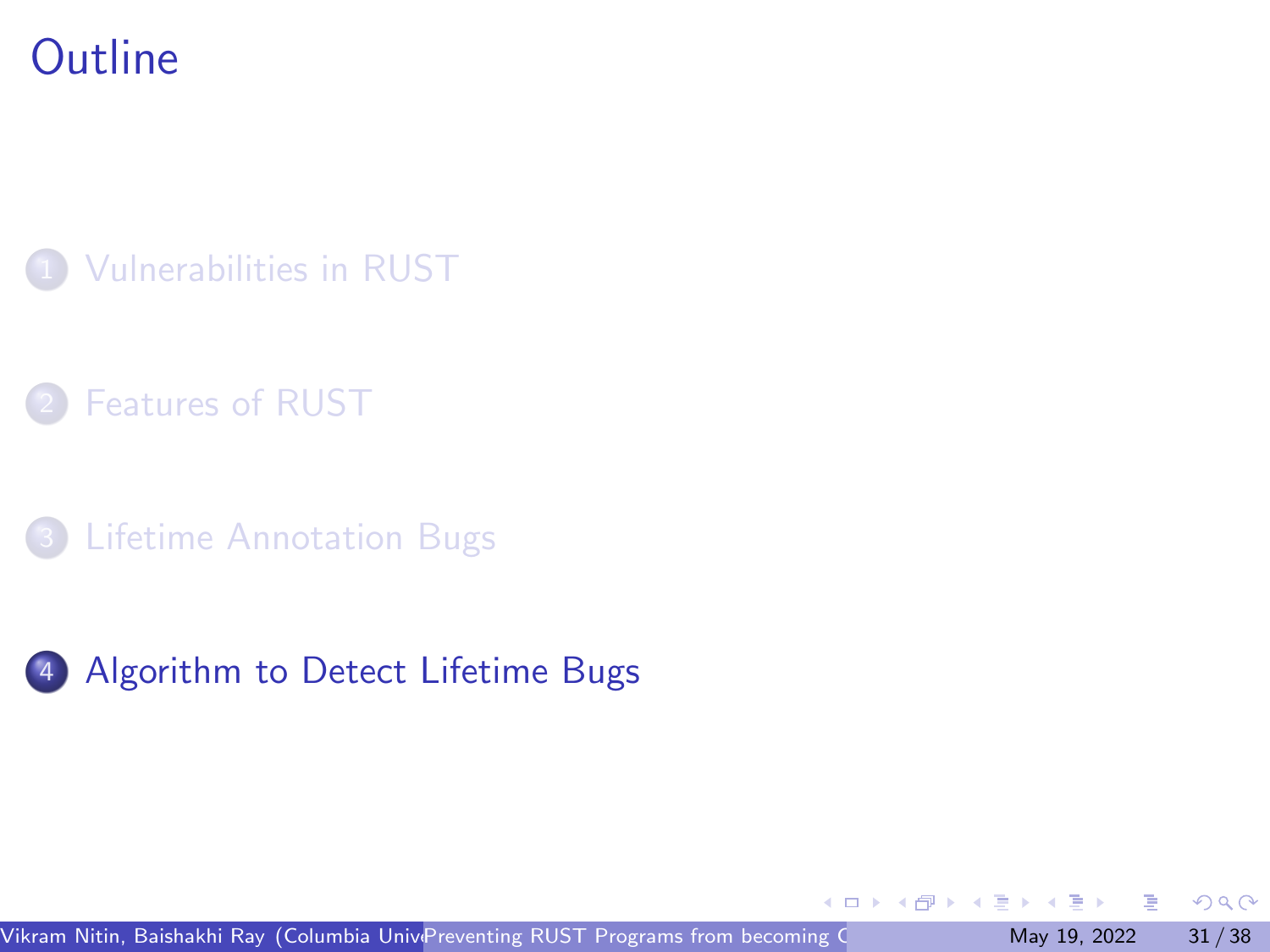# Outline

1. Vulnerabilities in RUST
2. Features of RUST
3. Lifetime Annotation Bugs
4. Algorithm to Detect Lifetime Bugs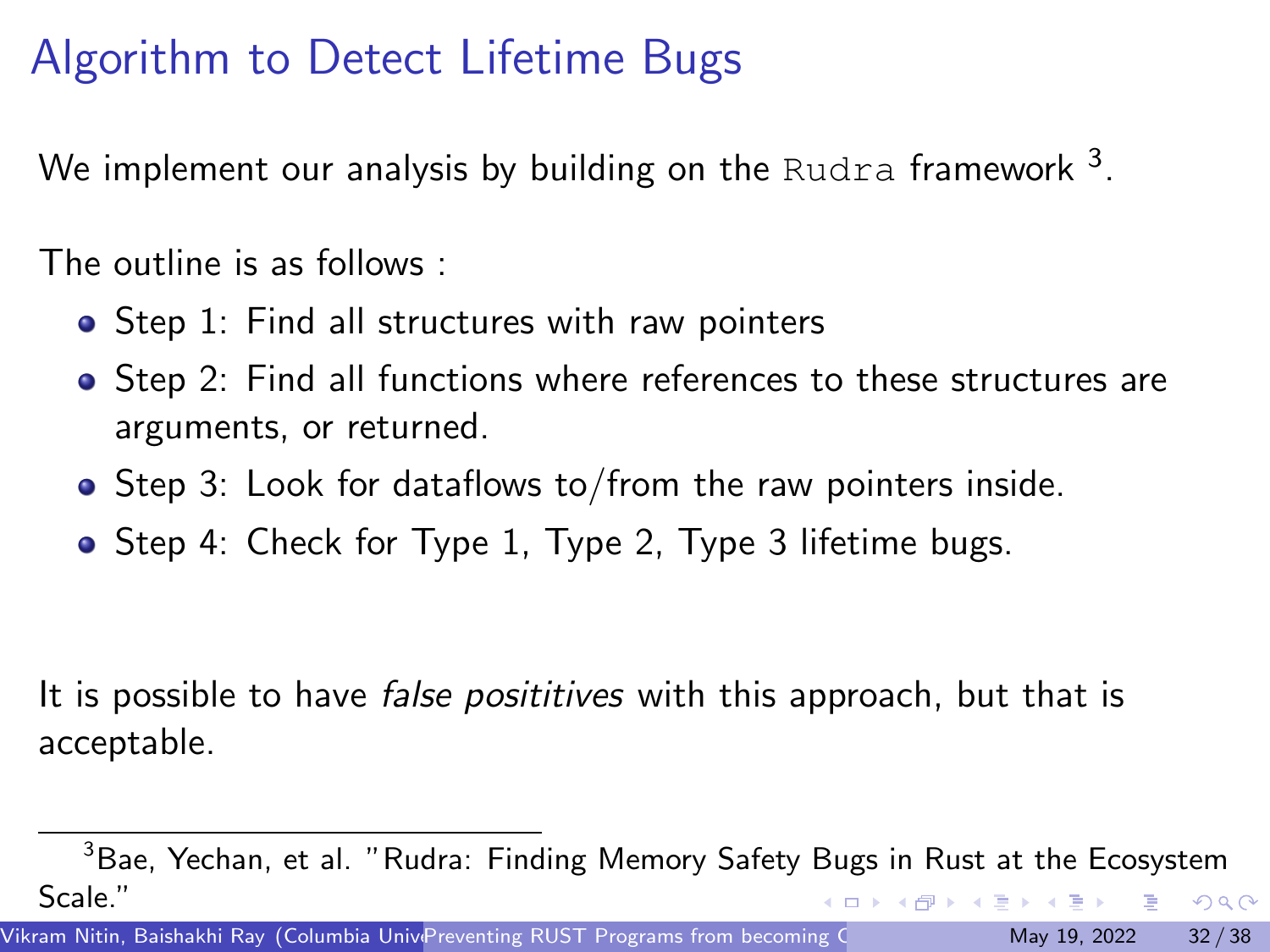# Algorithm to Detect Lifetime Bugs

We implement our analysis by building on the `Rudra` framework [3].

The outline is as follows :

- Step 1: Find all structures with raw pointers
- Step 2: Find all functions where references to these structures are arguments, or returned.
- Step 3: Look for dataflows to/from the raw pointers inside.
- Step 4: Check for Type 1, Type 2, Type 3 lifetime bugs.

It is possible to have *false posititives* with this approach, but that is acceptable.

---

[3] Bae, Yechan, et al. "Rudra: Finding Memory Safety Bugs in Rust at the Ecosystem Scale."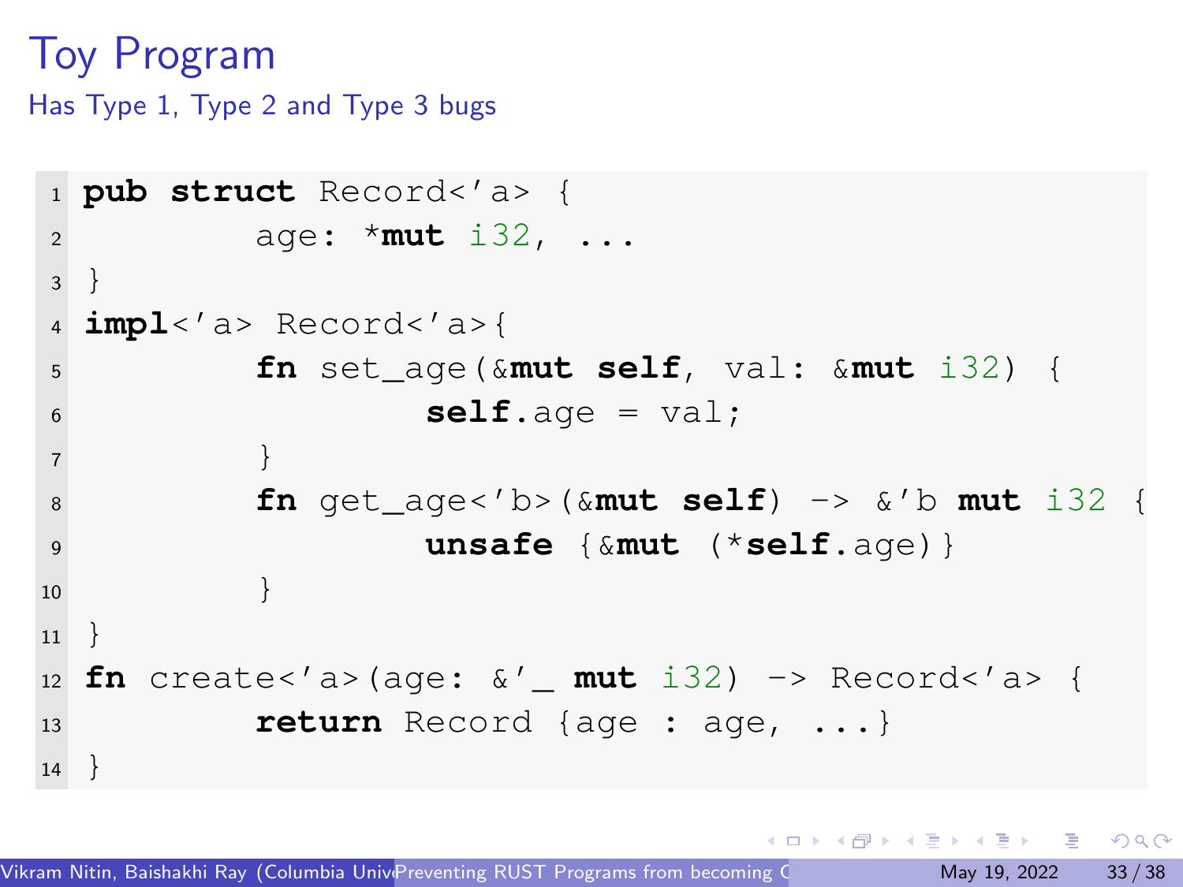# Toy Program

## Has Type 1, Type 2 and Type 3 bugs

```
pub struct Record<'a> {
        age: *mut i32, ...
}
impl<'a> Record<'a>{
        fn set_age(&mut self, val: &mut i32) {
                self.age = val;
        }
        fn get_age<'b>(&mut self) -> &'b mut i32 {
                unsafe {&mut (*self.age)}
        }
}
fn create<'a>(age: &'_ mut i32) -> Record<'a> {
        return Record {age : age, ...}
}
```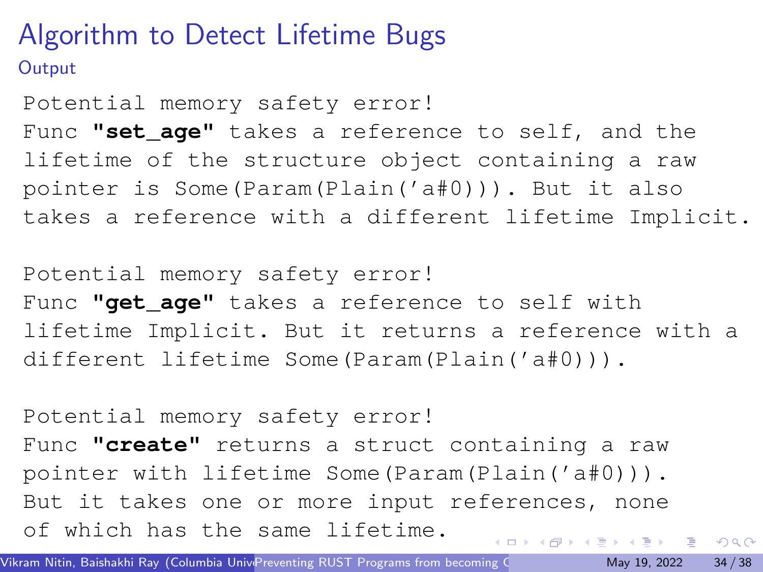# Algorithm to Detect Lifetime Bugs

## Output

```
Potential memory safety error!
Func "set_age" takes a reference to self, and the
lifetime of the structure object containing a raw
pointer is Some(Param(Plain('a#0))). But it also
takes a reference with a different lifetime Implicit.

Potential memory safety error!
Func "get_age" takes a reference to self with
lifetime Implicit. But it returns a reference with a
different lifetime Some(Param(Plain('a#0))).

Potential memory safety error!
Func "create" returns a struct containing a raw
pointer with lifetime Some(Param(Plain('a#0))).
But it takes one or more input references, none
of which has the same lifetime.
```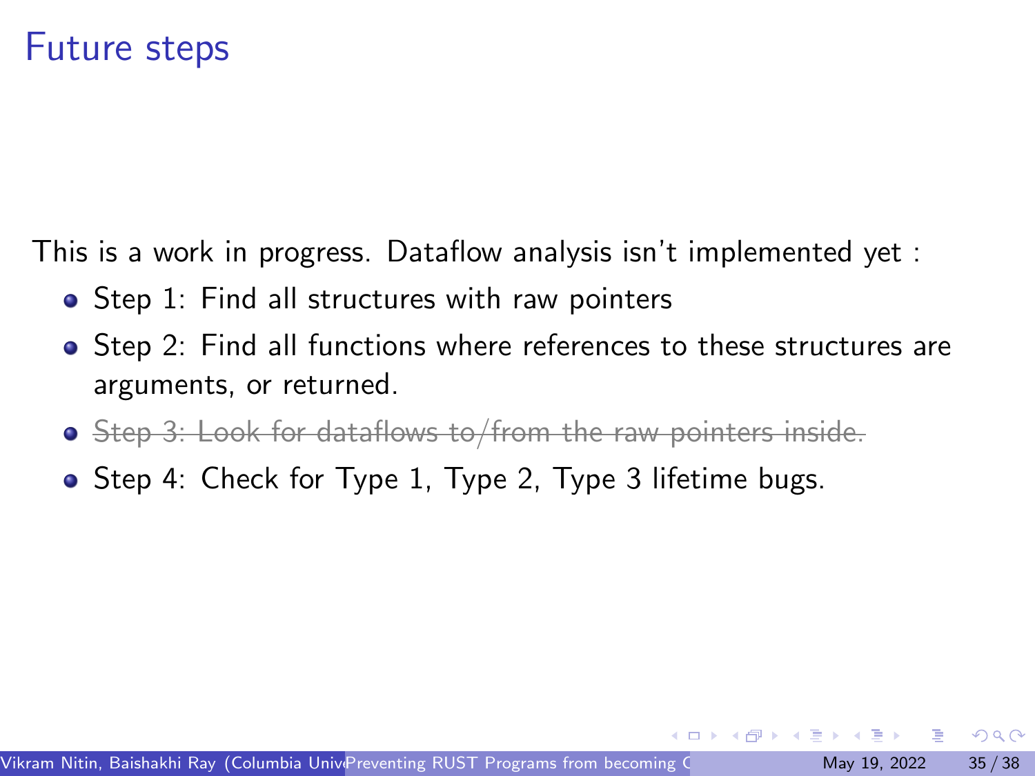# Future steps

This is a work in progress. Dataflow analysis isn't implemented yet :

- Step 1: Find all structures with raw pointers
- Step 2: Find all functions where references to these structures are arguments, or returned.
- ~~Step 3: Look for dataflows to/from the raw pointers inside.~~
- Step 4: Check for Type 1, Type 2, Type 3 lifetime bugs.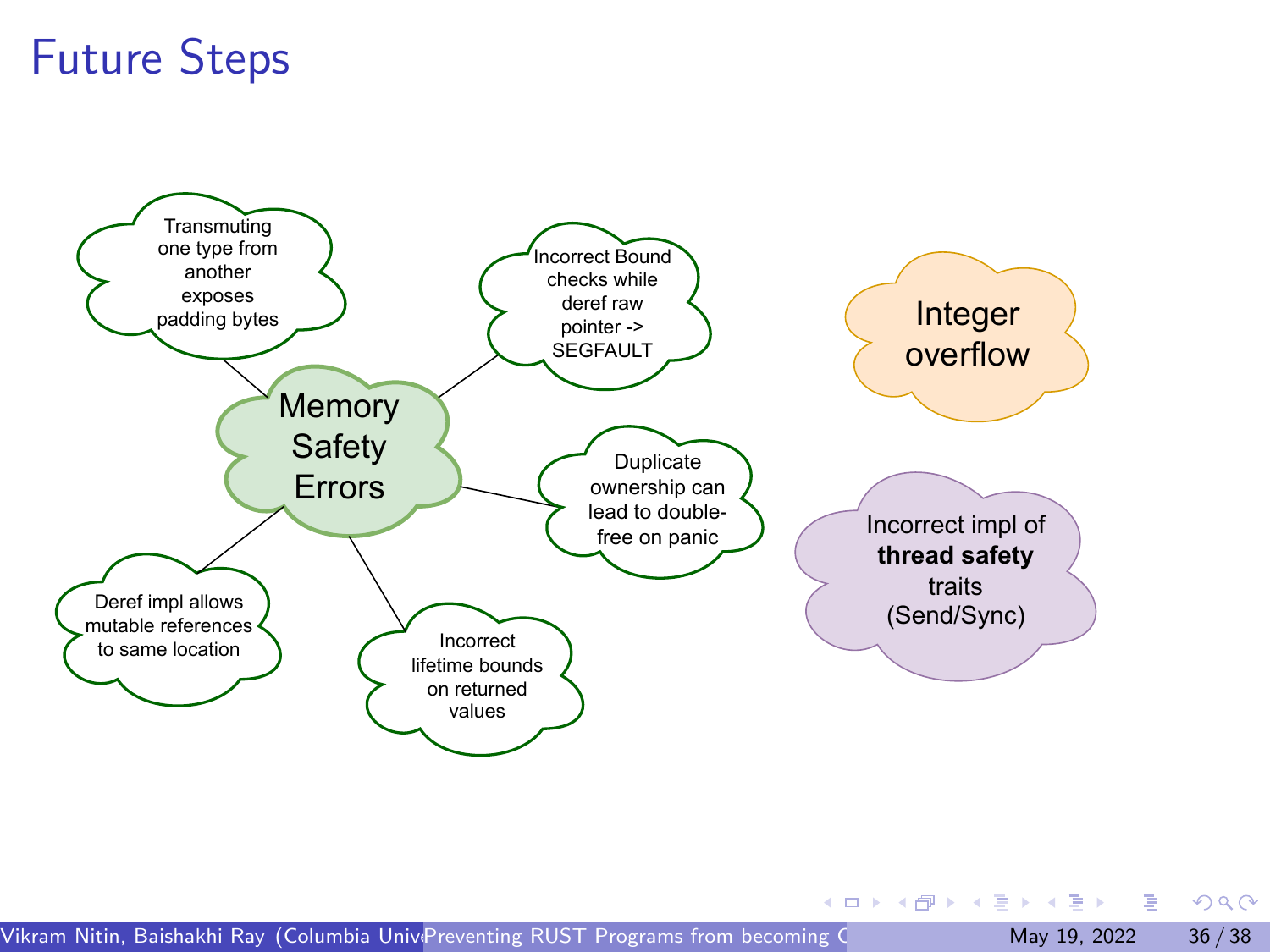# Future Steps

- **Memory Safety Errors**
  - Transmuting one type from another exposes padding bytes
  - Incorrect Bound checks while deref raw pointer -> SEGFAULT
  - Duplicate ownership can lead to double-free on panic
  - Incorrect lifetime bounds on returned values
  - Deref impl allows mutable references to same location
- **Integer overflow**
- **Incorrect impl of thread safety traits (Send/Sync)**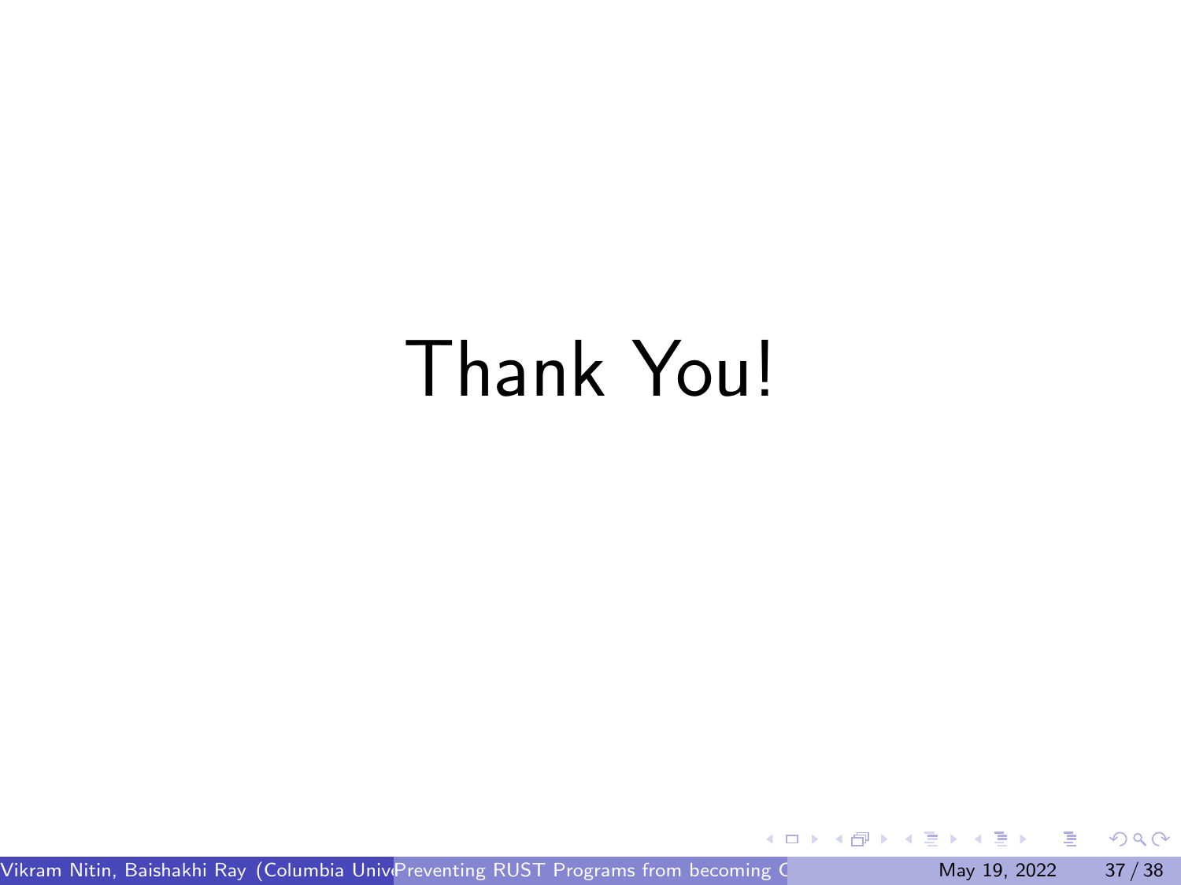# Thank You!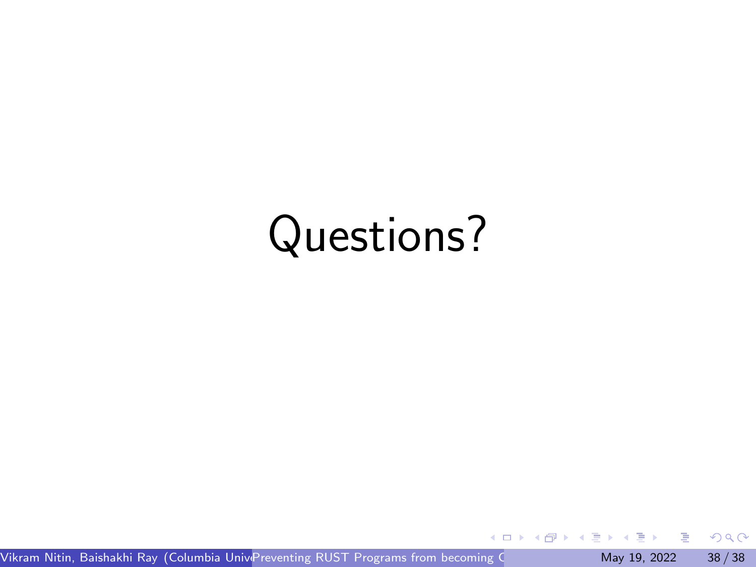# Questions?